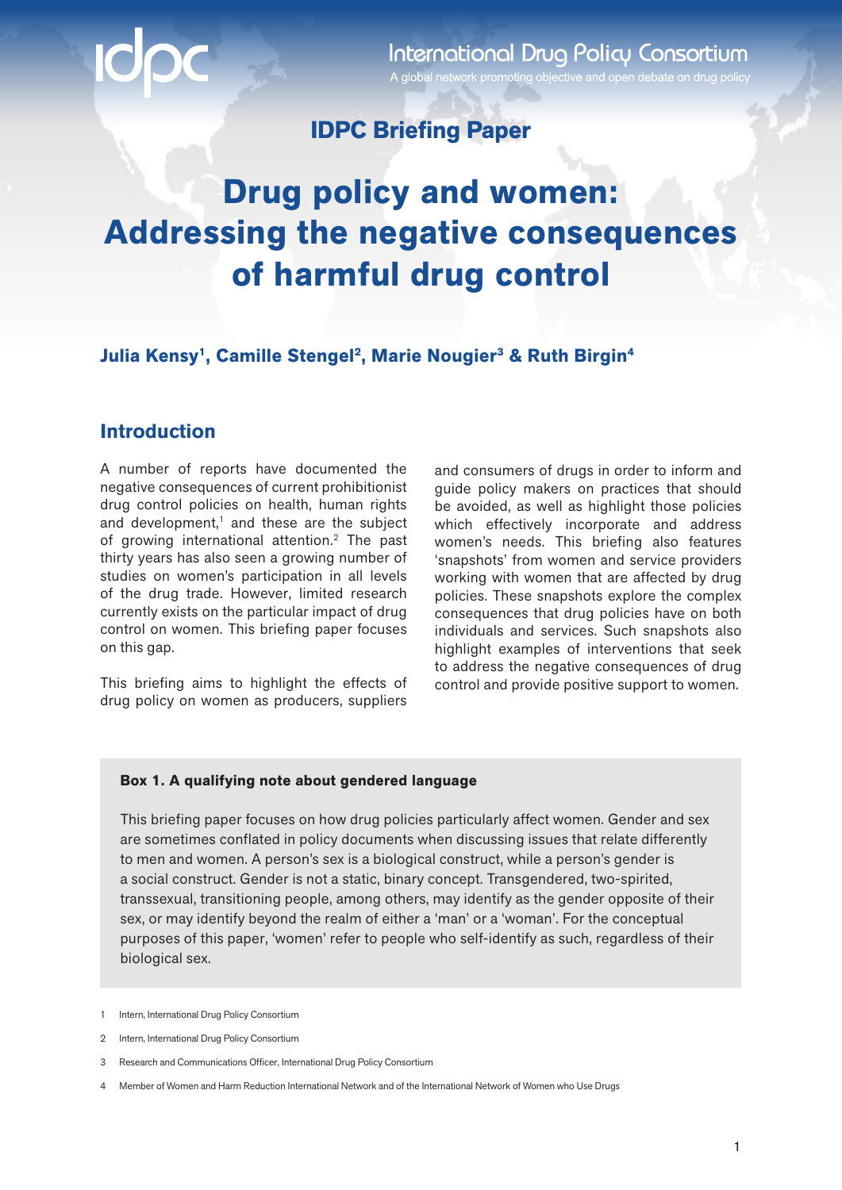International Drug Policy Consortium

A global network promoting objective and open debate on drug policy

IDPC Briefing Paper

# Drug policy and women: Addressing the negative consequences of harmful drug control

**Julia Kensy[1], Camille Stengel[2], Marie Nougier[3] & Ruth Birgin[4]**

## Introduction

A number of reports have documented the negative consequences of current prohibitionist drug control policies on health, human rights and development,[1] and these are the subject of growing international attention.[2] The past thirty years has also seen a growing number of studies on women's participation in all levels of the drug trade. However, limited research currently exists on the particular impact of drug control on women. This briefing paper focuses on this gap.

This briefing aims to highlight the effects of drug policy on women as producers, suppliers and consumers of drugs in order to inform and guide policy makers on practices that should be avoided, as well as highlight those policies which effectively incorporate and address women's needs. This briefing also features 'snapshots' from women and service providers working with women that are affected by drug policies. These snapshots explore the complex consequences that drug policies have on both individuals and services. Such snapshots also highlight examples of interventions that seek to address the negative consequences of drug control and provide positive support to women.

**Box 1. A qualifying note about gendered language**

This briefing paper focuses on how drug policies particularly affect women. Gender and sex are sometimes conflated in policy documents when discussing issues that relate differently to men and women. A person's sex is a biological construct, while a person's gender is a social construct. Gender is not a static, binary concept. Transgendered, two-spirited, transsexual, transitioning people, among others, may identify as the gender opposite of their sex, or may identify beyond the realm of either a 'man' or a 'woman'. For the conceptual purposes of this paper, 'women' refer to people who self-identify as such, regardless of their biological sex.

1 Intern, International Drug Policy Consortium

2 Intern, International Drug Policy Consortium

3 Research and Communications Officer, International Drug Policy Consortium

4 Member of Women and Harm Reduction International Network and of the International Network of Women who Use Drugs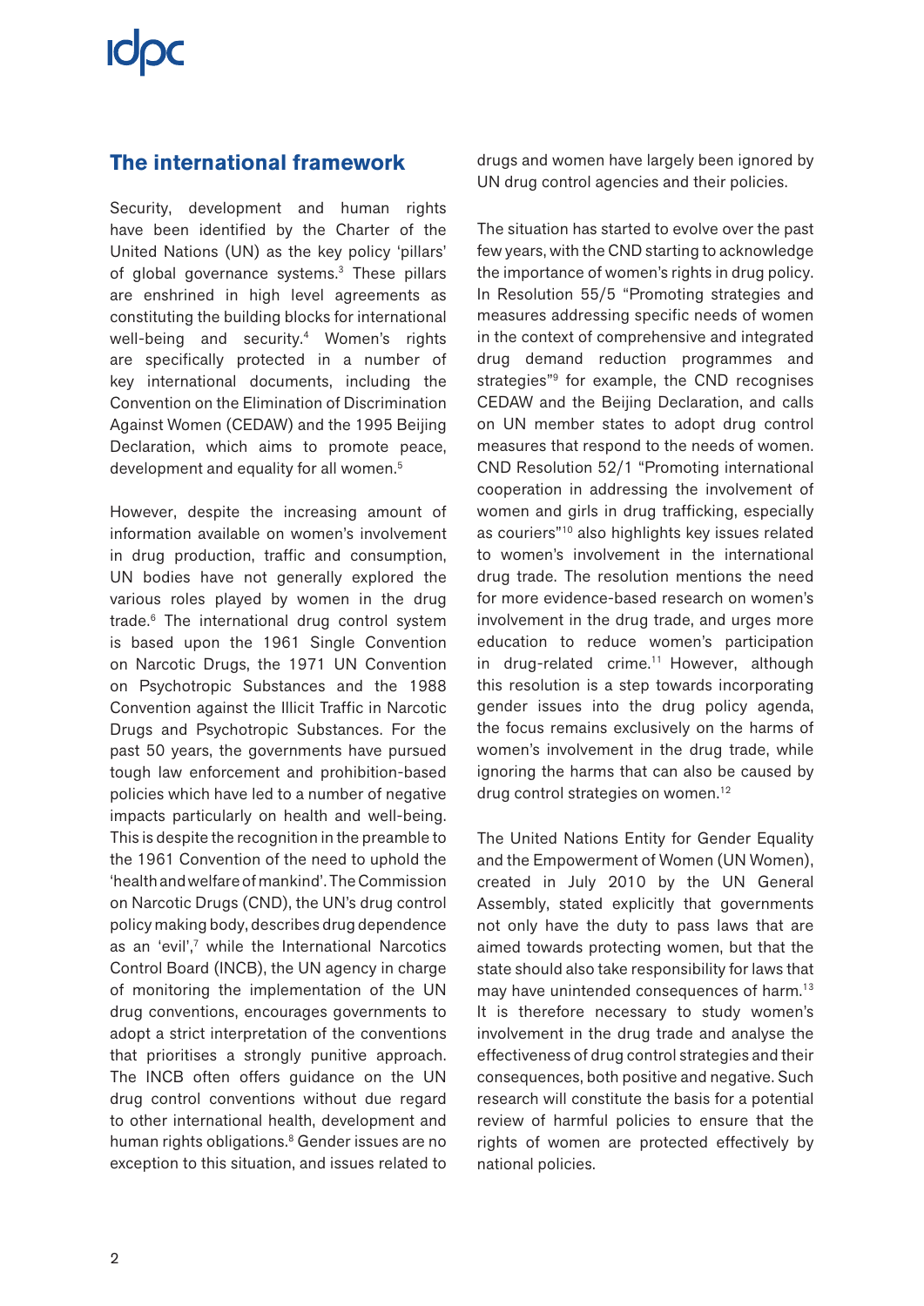## The international framework

Security, development and human rights have been identified by the Charter of the United Nations (UN) as the key policy 'pillars' of global governance systems.[3] These pillars are enshrined in high level agreements as constituting the building blocks for international well-being and security.[4] Women's rights are specifically protected in a number of key international documents, including the Convention on the Elimination of Discrimination Against Women (CEDAW) and the 1995 Beijing Declaration, which aims to promote peace, development and equality for all women.[5]

However, despite the increasing amount of information available on women's involvement in drug production, traffic and consumption, UN bodies have not generally explored the various roles played by women in the drug trade.[6] The international drug control system is based upon the 1961 Single Convention on Narcotic Drugs, the 1971 UN Convention on Psychotropic Substances and the 1988 Convention against the Illicit Traffic in Narcotic Drugs and Psychotropic Substances. For the past 50 years, the governments have pursued tough law enforcement and prohibition-based policies which have led to a number of negative impacts particularly on health and well-being. This is despite the recognition in the preamble to the 1961 Convention of the need to uphold the 'health and welfare of mankind'. The Commission on Narcotic Drugs (CND), the UN's drug control policy making body, describes drug dependence as an 'evil',[7] while the International Narcotics Control Board (INCB), the UN agency in charge of monitoring the implementation of the UN drug conventions, encourages governments to adopt a strict interpretation of the conventions that prioritises a strongly punitive approach. The INCB often offers guidance on the UN drug control conventions without due regard to other international health, development and human rights obligations.[8] Gender issues are no exception to this situation, and issues related to drugs and women have largely been ignored by UN drug control agencies and their policies.

The situation has started to evolve over the past few years, with the CND starting to acknowledge the importance of women's rights in drug policy. In Resolution 55/5 "Promoting strategies and measures addressing specific needs of women in the context of comprehensive and integrated drug demand reduction programmes and strategies"[9] for example, the CND recognises CEDAW and the Beijing Declaration, and calls on UN member states to adopt drug control measures that respond to the needs of women. CND Resolution 52/1 "Promoting international cooperation in addressing the involvement of women and girls in drug trafficking, especially as couriers"[10] also highlights key issues related to women's involvement in the international drug trade. The resolution mentions the need for more evidence-based research on women's involvement in the drug trade, and urges more education to reduce women's participation in drug-related crime.[11] However, although this resolution is a step towards incorporating gender issues into the drug policy agenda, the focus remains exclusively on the harms of women's involvement in the drug trade, while ignoring the harms that can also be caused by drug control strategies on women.[12]

The United Nations Entity for Gender Equality and the Empowerment of Women (UN Women), created in July 2010 by the UN General Assembly, stated explicitly that governments not only have the duty to pass laws that are aimed towards protecting women, but that the state should also take responsibility for laws that may have unintended consequences of harm.[13] It is therefore necessary to study women's involvement in the drug trade and analyse the effectiveness of drug control strategies and their consequences, both positive and negative. Such research will constitute the basis for a potential review of harmful policies to ensure that the rights of women are protected effectively by national policies.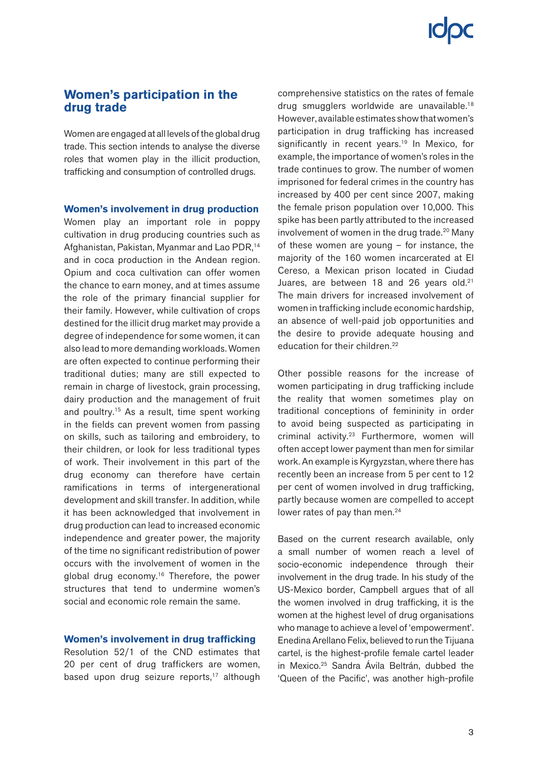## Women's participation in the drug trade

Women are engaged at all levels of the global drug trade. This section intends to analyse the diverse roles that women play in the illicit production, trafficking and consumption of controlled drugs.

### Women's involvement in drug production

Women play an important role in poppy cultivation in drug producing countries such as Afghanistan, Pakistan, Myanmar and Lao PDR,[14] and in coca production in the Andean region. Opium and coca cultivation can offer women the chance to earn money, and at times assume the role of the primary financial supplier for their family. However, while cultivation of crops destined for the illicit drug market may provide a degree of independence for some women, it can also lead to more demanding workloads. Women are often expected to continue performing their traditional duties; many are still expected to remain in charge of livestock, grain processing, dairy production and the management of fruit and poultry.[15] As a result, time spent working in the fields can prevent women from passing on skills, such as tailoring and embroidery, to their children, or look for less traditional types of work. Their involvement in this part of the drug economy can therefore have certain ramifications in terms of intergenerational development and skill transfer. In addition, while it has been acknowledged that involvement in drug production can lead to increased economic independence and greater power, the majority of the time no significant redistribution of power occurs with the involvement of women in the global drug economy.[16] Therefore, the power structures that tend to undermine women's social and economic role remain the same.

### Women's involvement in drug trafficking

Resolution 52/1 of the CND estimates that 20 per cent of drug traffickers are women, based upon drug seizure reports,[17] although comprehensive statistics on the rates of female drug smugglers worldwide are unavailable.[18] However, available estimates show that women's participation in drug trafficking has increased significantly in recent years.[19] In Mexico, for example, the importance of women's roles in the trade continues to grow. The number of women imprisoned for federal crimes in the country has increased by 400 per cent since 2007, making the female prison population over 10,000. This spike has been partly attributed to the increased involvement of women in the drug trade.[20] Many of these women are young – for instance, the majority of the 160 women incarcerated at El Cereso, a Mexican prison located in Ciudad Juares, are between 18 and 26 years old.[21] The main drivers for increased involvement of women in trafficking include economic hardship, an absence of well-paid job opportunities and the desire to provide adequate housing and education for their children.[22]

Other possible reasons for the increase of women participating in drug trafficking include the reality that women sometimes play on traditional conceptions of femininity in order to avoid being suspected as participating in criminal activity.[23] Furthermore, women will often accept lower payment than men for similar work. An example is Kyrgyzstan, where there has recently been an increase from 5 per cent to 12 per cent of women involved in drug trafficking, partly because women are compelled to accept lower rates of pay than men.[24]

Based on the current research available, only a small number of women reach a level of socio-economic independence through their involvement in the drug trade. In his study of the US-Mexico border, Campbell argues that of all the women involved in drug trafficking, it is the women at the highest level of drug organisations who manage to achieve a level of 'empowerment'. Enedina Arellano Felix, believed to run the Tijuana cartel, is the highest-profile female cartel leader in Mexico.[25] Sandra Ávila Beltrán, dubbed the 'Queen of the Pacific', was another high-profile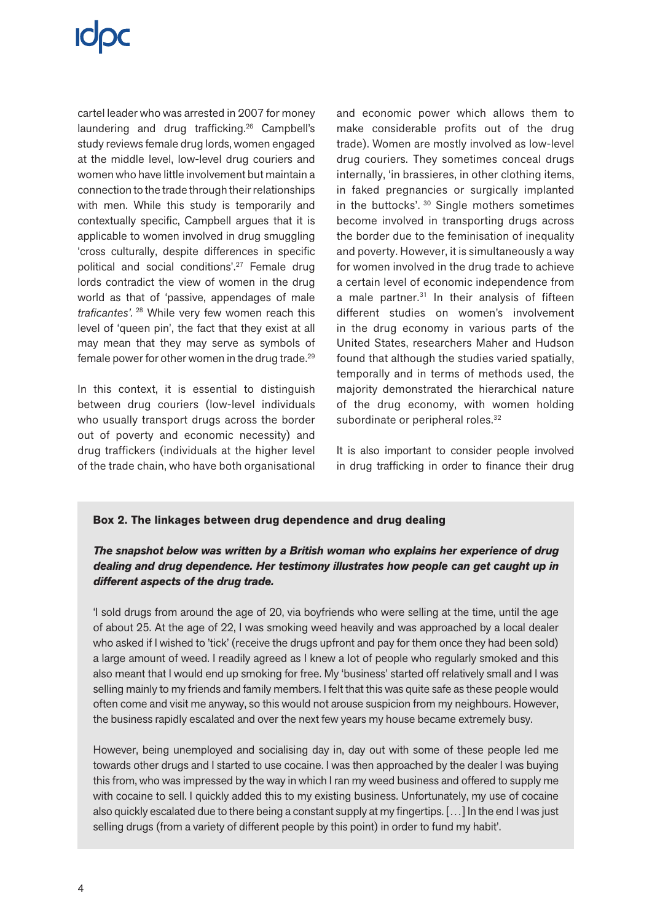cartel leader who was arrested in 2007 for money laundering and drug trafficking.[26] Campbell's study reviews female drug lords, women engaged at the middle level, low-level drug couriers and women who have little involvement but maintain a connection to the trade through their relationships with men. While this study is temporarily and contextually specific, Campbell argues that it is applicable to women involved in drug smuggling 'cross culturally, despite differences in specific political and social conditions'.[27] Female drug lords contradict the view of women in the drug world as that of 'passive, appendages of male *traficantes'*.[28] While very few women reach this level of 'queen pin', the fact that they exist at all may mean that they may serve as symbols of female power for other women in the drug trade.[29]

In this context, it is essential to distinguish between drug couriers (low-level individuals who usually transport drugs across the border out of poverty and economic necessity) and drug traffickers (individuals at the higher level of the trade chain, who have both organisational and economic power which allows them to make considerable profits out of the drug trade). Women are mostly involved as low-level drug couriers. They sometimes conceal drugs internally, 'in brassieres, in other clothing items, in faked pregnancies or surgically implanted in the buttocks'.[30] Single mothers sometimes become involved in transporting drugs across the border due to the feminisation of inequality and poverty. However, it is simultaneously a way for women involved in the drug trade to achieve a certain level of economic independence from a male partner.[31] In their analysis of fifteen different studies on women's involvement in the drug economy in various parts of the United States, researchers Maher and Hudson found that although the studies varied spatially, temporally and in terms of methods used, the majority demonstrated the hierarchical nature of the drug economy, with women holding subordinate or peripheral roles.[32]

It is also important to consider people involved in drug trafficking in order to finance their drug

**Box 2. The linkages between drug dependence and drug dealing**

***The snapshot below was written by a British woman who explains her experience of drug dealing and drug dependence. Her testimony illustrates how people can get caught up in different aspects of the drug trade.***

'I sold drugs from around the age of 20, via boyfriends who were selling at the time, until the age of about 25. At the age of 22, I was smoking weed heavily and was approached by a local dealer who asked if I wished to 'tick' (receive the drugs upfront and pay for them once they had been sold) a large amount of weed. I readily agreed as I knew a lot of people who regularly smoked and this also meant that I would end up smoking for free. My 'business' started off relatively small and I was selling mainly to my friends and family members. I felt that this was quite safe as these people would often come and visit me anyway, so this would not arouse suspicion from my neighbours. However, the business rapidly escalated and over the next few years my house became extremely busy.

However, being unemployed and socialising day in, day out with some of these people led me towards other drugs and I started to use cocaine. I was then approached by the dealer I was buying this from, who was impressed by the way in which I ran my weed business and offered to supply me with cocaine to sell. I quickly added this to my existing business. Unfortunately, my use of cocaine also quickly escalated due to there being a constant supply at my fingertips. [...] In the end I was just selling drugs (from a variety of different people by this point) in order to fund my habit'.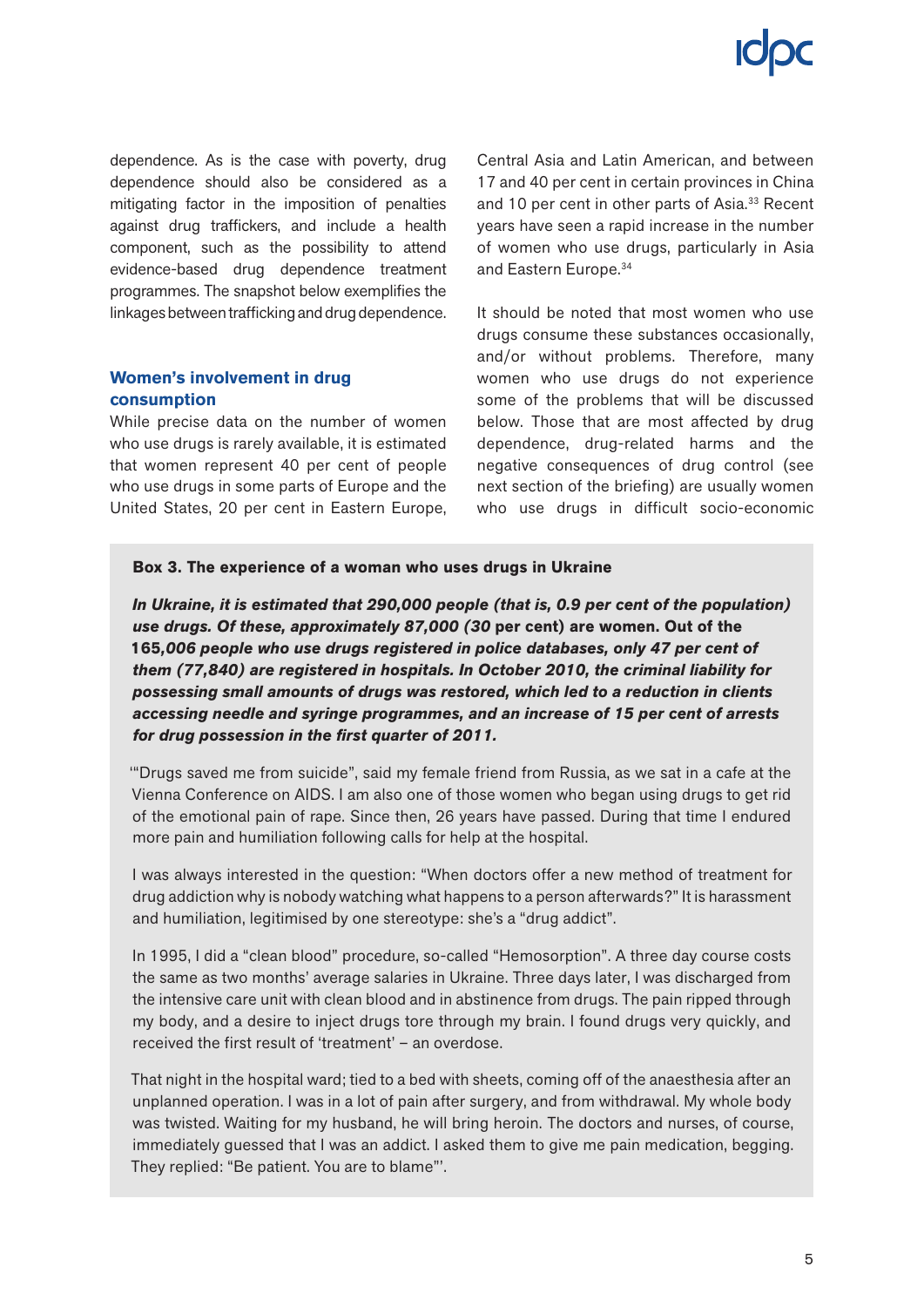dependence. As is the case with poverty, drug dependence should also be considered as a mitigating factor in the imposition of penalties against drug traffickers, and include a health component, such as the possibility to attend evidence-based drug dependence treatment programmes. The snapshot below exemplifies the linkages between trafficking and drug dependence.

### Women's involvement in drug consumption

While precise data on the number of women who use drugs is rarely available, it is estimated that women represent 40 per cent of people who use drugs in some parts of Europe and the United States, 20 per cent in Eastern Europe, Central Asia and Latin American, and between 17 and 40 per cent in certain provinces in China and 10 per cent in other parts of Asia.[33] Recent years have seen a rapid increase in the number of women who use drugs, particularly in Asia and Eastern Europe.[34]

It should be noted that most women who use drugs consume these substances occasionally, and/or without problems. Therefore, many women who use drugs do not experience some of the problems that will be discussed below. Those that are most affected by drug dependence, drug-related harms and the negative consequences of drug control (see next section of the briefing) are usually women who use drugs in difficult socio-economic

**Box 3. The experience of a woman who uses drugs in Ukraine**

***In Ukraine, it is estimated that 290,000 people (that is, 0.9 per cent of the population) use drugs. Of these, approximately 87,000 (30 per cent) are women. Out of the 165,006 people who use drugs registered in police databases, only 47 per cent of them (77,840) are registered in hospitals. In October 2010, the criminal liability for possessing small amounts of drugs was restored, which led to a reduction in clients accessing needle and syringe programmes, and an increase of 15 per cent of arrests for drug possession in the first quarter of 2011.***

'"Drugs saved me from suicide", said my female friend from Russia, as we sat in a cafe at the Vienna Conference on AIDS. I am also one of those women who began using drugs to get rid of the emotional pain of rape. Since then, 26 years have passed. During that time I endured more pain and humiliation following calls for help at the hospital.

I was always interested in the question: "When doctors offer a new method of treatment for drug addiction why is nobody watching what happens to a person afterwards?" It is harassment and humiliation, legitimised by one stereotype: she's a "drug addict".

In 1995, I did a "clean blood" procedure, so-called "Hemosorption". A three day course costs the same as two months' average salaries in Ukraine. Three days later, I was discharged from the intensive care unit with clean blood and in abstinence from drugs. The pain ripped through my body, and a desire to inject drugs tore through my brain. I found drugs very quickly, and received the first result of 'treatment' – an overdose.

That night in the hospital ward; tied to a bed with sheets, coming off of the anaesthesia after an unplanned operation. I was in a lot of pain after surgery, and from withdrawal. My whole body was twisted. Waiting for my husband, he will bring heroin. The doctors and nurses, of course, immediately guessed that I was an addict. I asked them to give me pain medication, begging. They replied: "Be patient. You are to blame"'.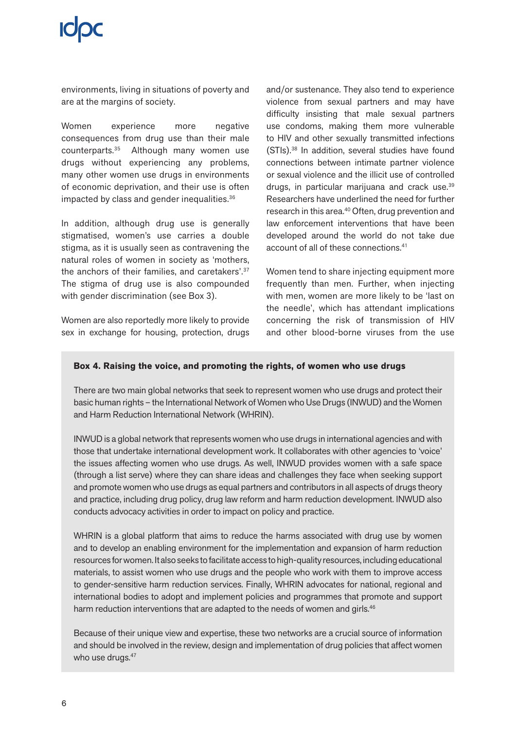environments, living in situations of poverty and are at the margins of society.

Women experience more negative consequences from drug use than their male counterparts.[35] Although many women use drugs without experiencing any problems, many other women use drugs in environments of economic deprivation, and their use is often impacted by class and gender inequalities.[36]

In addition, although drug use is generally stigmatised, women's use carries a double stigma, as it is usually seen as contravening the natural roles of women in society as 'mothers, the anchors of their families, and caretakers'.[37] The stigma of drug use is also compounded with gender discrimination (see Box 3).

Women are also reportedly more likely to provide sex in exchange for housing, protection, drugs and/or sustenance. They also tend to experience violence from sexual partners and may have difficulty insisting that male sexual partners use condoms, making them more vulnerable to HIV and other sexually transmitted infections (STIs).[38] In addition, several studies have found connections between intimate partner violence or sexual violence and the illicit use of controlled drugs, in particular marijuana and crack use.[39] Researchers have underlined the need for further research in this area.[40] Often, drug prevention and law enforcement interventions that have been developed around the world do not take due account of all of these connections.[41]

Women tend to share injecting equipment more frequently than men. Further, when injecting with men, women are more likely to be 'last on the needle', which has attendant implications concerning the risk of transmission of HIV and other blood-borne viruses from the use

**Box 4. Raising the voice, and promoting the rights, of women who use drugs**

There are two main global networks that seek to represent women who use drugs and protect their basic human rights – the International Network of Women who Use Drugs (INWUD) and the Women and Harm Reduction International Network (WHRIN).

INWUD is a global network that represents women who use drugs in international agencies and with those that undertake international development work. It collaborates with other agencies to 'voice' the issues affecting women who use drugs. As well, INWUD provides women with a safe space (through a list serve) where they can share ideas and challenges they face when seeking support and promote women who use drugs as equal partners and contributors in all aspects of drugs theory and practice, including drug policy, drug law reform and harm reduction development. INWUD also conducts advocacy activities in order to impact on policy and practice.

WHRIN is a global platform that aims to reduce the harms associated with drug use by women and to develop an enabling environment for the implementation and expansion of harm reduction resources for women. It also seeks to facilitate access to high-quality resources, including educational materials, to assist women who use drugs and the people who work with them to improve access to gender-sensitive harm reduction services. Finally, WHRIN advocates for national, regional and international bodies to adopt and implement policies and programmes that promote and support harm reduction interventions that are adapted to the needs of women and girls.[46]

Because of their unique view and expertise, these two networks are a crucial source of information and should be involved in the review, design and implementation of drug policies that affect women who use drugs.[47]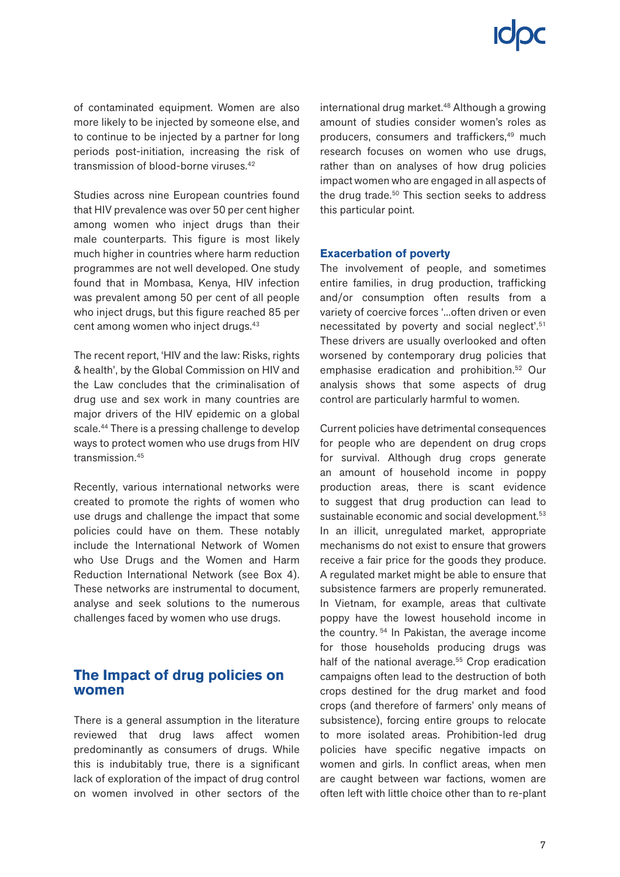of contaminated equipment. Women are also more likely to be injected by someone else, and to continue to be injected by a partner for long periods post-initiation, increasing the risk of transmission of blood-borne viruses.[42]

Studies across nine European countries found that HIV prevalence was over 50 per cent higher among women who inject drugs than their male counterparts. This figure is most likely much higher in countries where harm reduction programmes are not well developed. One study found that in Mombasa, Kenya, HIV infection was prevalent among 50 per cent of all people who inject drugs, but this figure reached 85 per cent among women who inject drugs.[43]

The recent report, 'HIV and the law: Risks, rights & health', by the Global Commission on HIV and the Law concludes that the criminalisation of drug use and sex work in many countries are major drivers of the HIV epidemic on a global scale.[44] There is a pressing challenge to develop ways to protect women who use drugs from HIV transmission.[45]

Recently, various international networks were created to promote the rights of women who use drugs and challenge the impact that some policies could have on them. These notably include the International Network of Women who Use Drugs and the Women and Harm Reduction International Network (see Box 4). These networks are instrumental to document, analyse and seek solutions to the numerous challenges faced by women who use drugs.

## The Impact of drug policies on women

There is a general assumption in the literature reviewed that drug laws affect women predominantly as consumers of drugs. While this is indubitably true, there is a significant lack of exploration of the impact of drug control on women involved in other sectors of the international drug market.[48] Although a growing amount of studies consider women's roles as producers, consumers and traffickers,[49] much research focuses on women who use drugs, rather than on analyses of how drug policies impact women who are engaged in all aspects of the drug trade.[50] This section seeks to address this particular point.

### Exacerbation of poverty

The involvement of people, and sometimes entire families, in drug production, trafficking and/or consumption often results from a variety of coercive forces '...often driven or even necessitated by poverty and social neglect'.[51] These drivers are usually overlooked and often worsened by contemporary drug policies that emphasise eradication and prohibition.[52] Our analysis shows that some aspects of drug control are particularly harmful to women.

Current policies have detrimental consequences for people who are dependent on drug crops for survival. Although drug crops generate an amount of household income in poppy production areas, there is scant evidence to suggest that drug production can lead to sustainable economic and social development.[53] In an illicit, unregulated market, appropriate mechanisms do not exist to ensure that growers receive a fair price for the goods they produce. A regulated market might be able to ensure that subsistence farmers are properly remunerated. In Vietnam, for example, areas that cultivate poppy have the lowest household income in the country.[54] In Pakistan, the average income for those households producing drugs was half of the national average.[55] Crop eradication campaigns often lead to the destruction of both crops destined for the drug market and food crops (and therefore of farmers' only means of subsistence), forcing entire groups to relocate to more isolated areas. Prohibition-led drug policies have specific negative impacts on women and girls. In conflict areas, when men are caught between war factions, women are often left with little choice other than to re-plant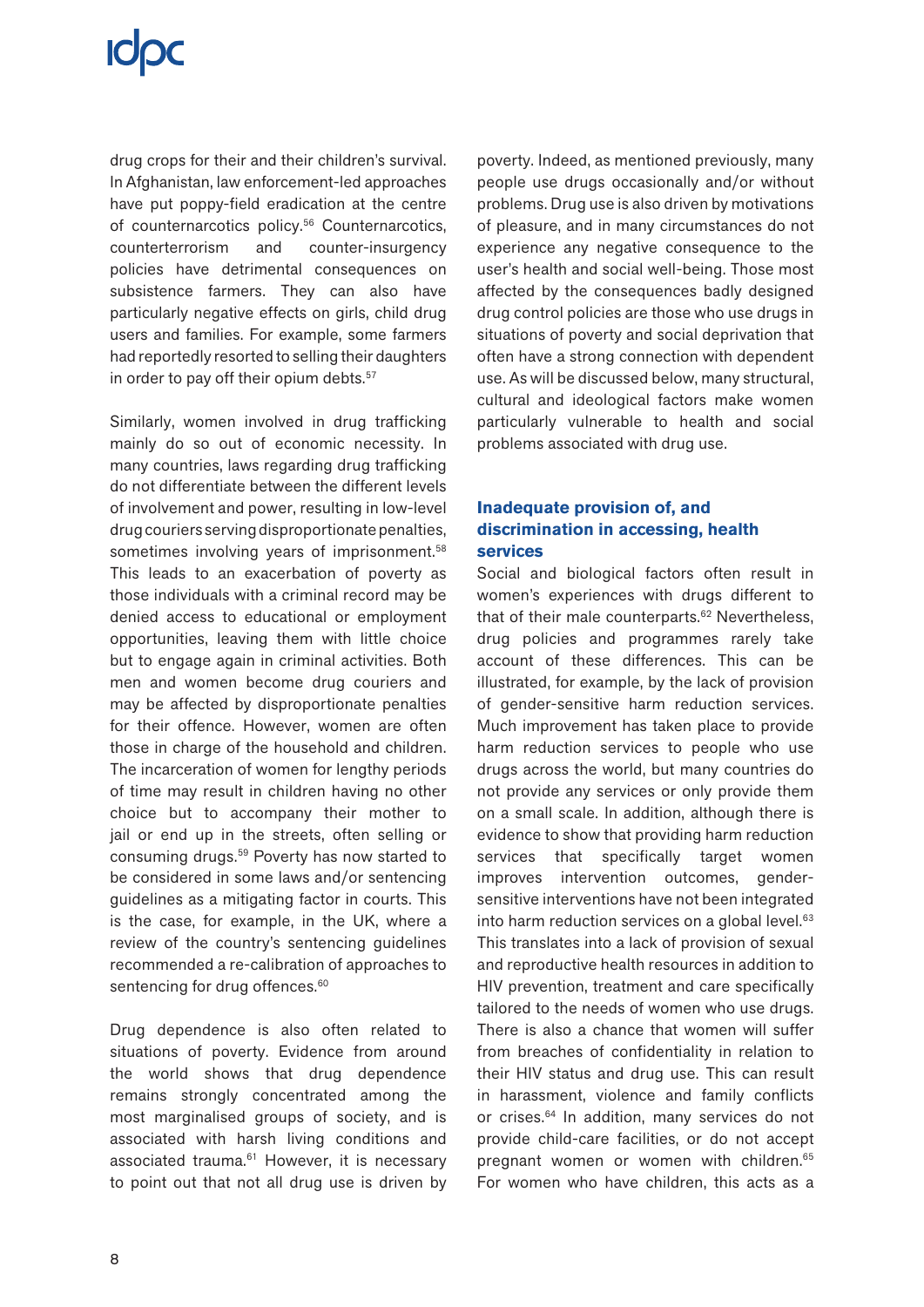drug crops for their and their children's survival. In Afghanistan, law enforcement-led approaches have put poppy-field eradication at the centre of counternarcotics policy.[56] Counternarcotics, counterterrorism and counter-insurgency policies have detrimental consequences on subsistence farmers. They can also have particularly negative effects on girls, child drug users and families. For example, some farmers had reportedly resorted to selling their daughters in order to pay off their opium debts.[57]

Similarly, women involved in drug trafficking mainly do so out of economic necessity. In many countries, laws regarding drug trafficking do not differentiate between the different levels of involvement and power, resulting in low-level drug couriers serving disproportionate penalties, sometimes involving years of imprisonment.[58] This leads to an exacerbation of poverty as those individuals with a criminal record may be denied access to educational or employment opportunities, leaving them with little choice but to engage again in criminal activities. Both men and women become drug couriers and may be affected by disproportionate penalties for their offence. However, women are often those in charge of the household and children. The incarceration of women for lengthy periods of time may result in children having no other choice but to accompany their mother to jail or end up in the streets, often selling or consuming drugs.[59] Poverty has now started to be considered in some laws and/or sentencing guidelines as a mitigating factor in courts. This is the case, for example, in the UK, where a review of the country's sentencing guidelines recommended a re-calibration of approaches to sentencing for drug offences.[60]

Drug dependence is also often related to situations of poverty. Evidence from around the world shows that drug dependence remains strongly concentrated among the most marginalised groups of society, and is associated with harsh living conditions and associated trauma.[61] However, it is necessary to point out that not all drug use is driven by poverty. Indeed, as mentioned previously, many people use drugs occasionally and/or without problems. Drug use is also driven by motivations of pleasure, and in many circumstances do not experience any negative consequence to the user's health and social well-being. Those most affected by the consequences badly designed drug control policies are those who use drugs in situations of poverty and social deprivation that often have a strong connection with dependent use. As will be discussed below, many structural, cultural and ideological factors make women particularly vulnerable to health and social problems associated with drug use.

### Inadequate provision of, and discrimination in accessing, health services

Social and biological factors often result in women's experiences with drugs different to that of their male counterparts.[62] Nevertheless, drug policies and programmes rarely take account of these differences. This can be illustrated, for example, by the lack of provision of gender-sensitive harm reduction services. Much improvement has taken place to provide harm reduction services to people who use drugs across the world, but many countries do not provide any services or only provide them on a small scale. In addition, although there is evidence to show that providing harm reduction services that specifically target women improves intervention outcomes, gender-sensitive interventions have not been integrated into harm reduction services on a global level.[63] This translates into a lack of provision of sexual and reproductive health resources in addition to HIV prevention, treatment and care specifically tailored to the needs of women who use drugs. There is also a chance that women will suffer from breaches of confidentiality in relation to their HIV status and drug use. This can result in harassment, violence and family conflicts or crises.[64] In addition, many services do not provide child-care facilities, or do not accept pregnant women or women with children.[65] For women who have children, this acts as a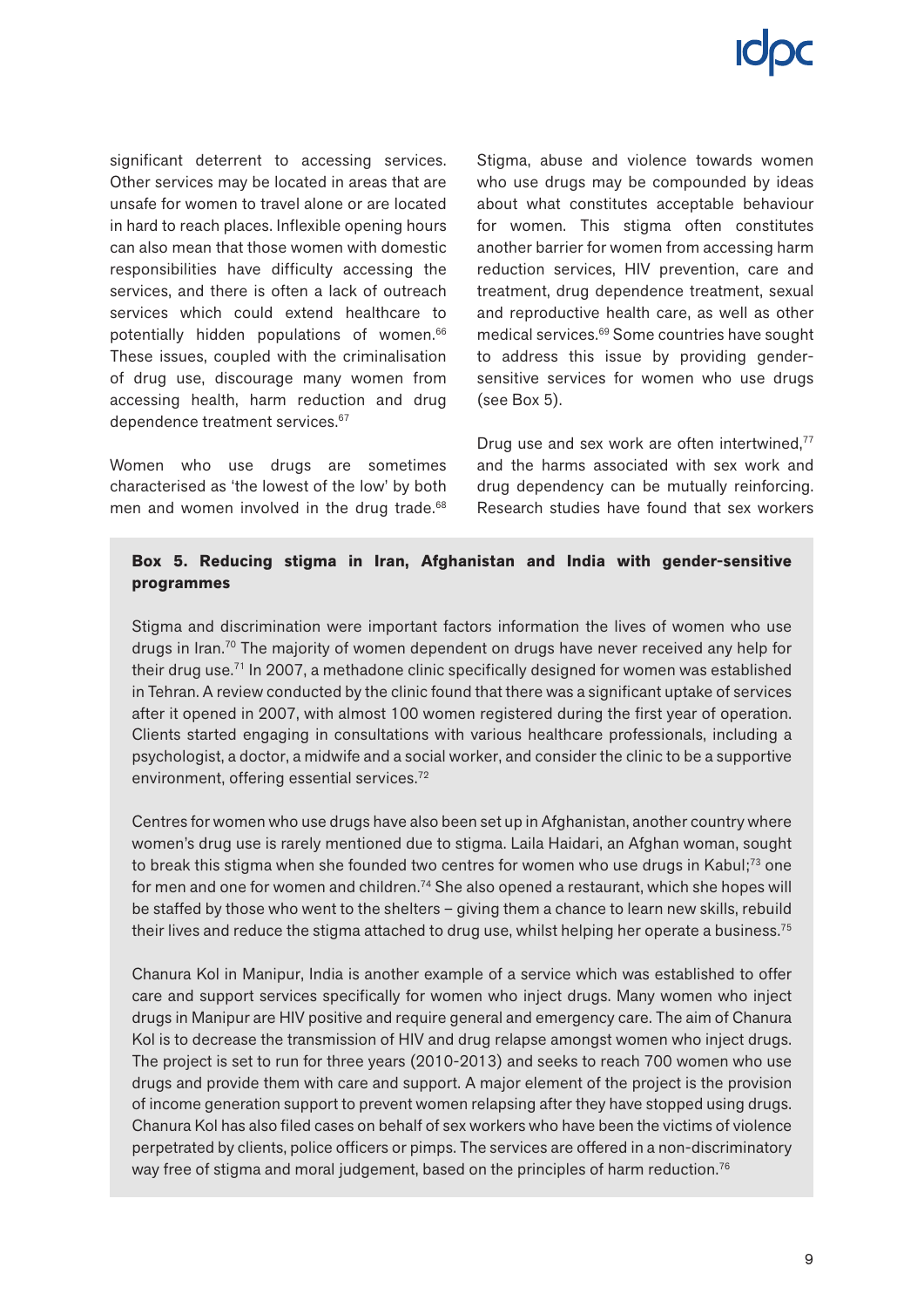significant deterrent to accessing services. Other services may be located in areas that are unsafe for women to travel alone or are located in hard to reach places. Inflexible opening hours can also mean that those women with domestic responsibilities have difficulty accessing the services, and there is often a lack of outreach services which could extend healthcare to potentially hidden populations of women.[66] These issues, coupled with the criminalisation of drug use, discourage many women from accessing health, harm reduction and drug dependence treatment services.[67]

Women who use drugs are sometimes characterised as 'the lowest of the low' by both men and women involved in the drug trade.[68] Stigma, abuse and violence towards women who use drugs may be compounded by ideas about what constitutes acceptable behaviour for women. This stigma often constitutes another barrier for women from accessing harm reduction services, HIV prevention, care and treatment, drug dependence treatment, sexual and reproductive health care, as well as other medical services.[69] Some countries have sought to address this issue by providing gender-sensitive services for women who use drugs (see Box 5).

Drug use and sex work are often intertwined,[77] and the harms associated with sex work and drug dependency can be mutually reinforcing. Research studies have found that sex workers

**Box 5. Reducing stigma in Iran, Afghanistan and India with gender-sensitive programmes**

Stigma and discrimination were important factors information the lives of women who use drugs in Iran.[70] The majority of women dependent on drugs have never received any help for their drug use.[71] In 2007, a methadone clinic specifically designed for women was established in Tehran. A review conducted by the clinic found that there was a significant uptake of services after it opened in 2007, with almost 100 women registered during the first year of operation. Clients started engaging in consultations with various healthcare professionals, including a psychologist, a doctor, a midwife and a social worker, and consider the clinic to be a supportive environment, offering essential services.[72]

Centres for women who use drugs have also been set up in Afghanistan, another country where women's drug use is rarely mentioned due to stigma. Laila Haidari, an Afghan woman, sought to break this stigma when she founded two centres for women who use drugs in Kabul;[73] one for men and one for women and children.[74] She also opened a restaurant, which she hopes will be staffed by those who went to the shelters – giving them a chance to learn new skills, rebuild their lives and reduce the stigma attached to drug use, whilst helping her operate a business.[75]

Chanura Kol in Manipur, India is another example of a service which was established to offer care and support services specifically for women who inject drugs. Many women who inject drugs in Manipur are HIV positive and require general and emergency care. The aim of Chanura Kol is to decrease the transmission of HIV and drug relapse amongst women who inject drugs. The project is set to run for three years (2010-2013) and seeks to reach 700 women who use drugs and provide them with care and support. A major element of the project is the provision of income generation support to prevent women relapsing after they have stopped using drugs. Chanura Kol has also filed cases on behalf of sex workers who have been the victims of violence perpetrated by clients, police officers or pimps. The services are offered in a non-discriminatory way free of stigma and moral judgement, based on the principles of harm reduction.[76]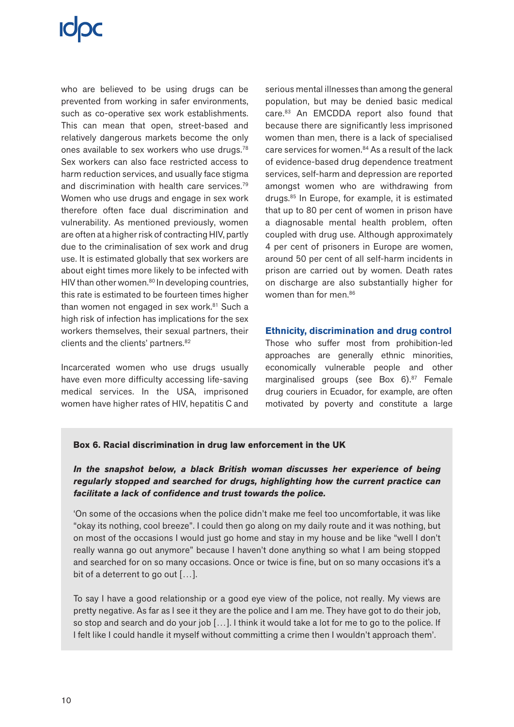who are believed to be using drugs can be prevented from working in safer environments, such as co-operative sex work establishments. This can mean that open, street-based and relatively dangerous markets become the only ones available to sex workers who use drugs.[78] Sex workers can also face restricted access to harm reduction services, and usually face stigma and discrimination with health care services.[79] Women who use drugs and engage in sex work therefore often face dual discrimination and vulnerability. As mentioned previously, women are often at a higher risk of contracting HIV, partly due to the criminalisation of sex work and drug use. It is estimated globally that sex workers are about eight times more likely to be infected with HIV than other women.[80] In developing countries, this rate is estimated to be fourteen times higher than women not engaged in sex work.[81] Such a high risk of infection has implications for the sex workers themselves, their sexual partners, their clients and the clients' partners.[82]

Incarcerated women who use drugs usually have even more difficulty accessing life-saving medical services. In the USA, imprisoned women have higher rates of HIV, hepatitis C and serious mental illnesses than among the general population, but may be denied basic medical care.[83] An EMCDDA report also found that because there are significantly less imprisoned women than men, there is a lack of specialised care services for women.[84] As a result of the lack of evidence-based drug dependence treatment services, self-harm and depression are reported amongst women who are withdrawing from drugs.[85] In Europe, for example, it is estimated that up to 80 per cent of women in prison have a diagnosable mental health problem, often coupled with drug use. Although approximately 4 per cent of prisoners in Europe are women, around 50 per cent of all self-harm incidents in prison are carried out by women. Death rates on discharge are also substantially higher for women than for men.[86]

## Ethnicity, discrimination and drug control

Those who suffer most from prohibition-led approaches are generally ethnic minorities, economically vulnerable people and other marginalised groups (see Box 6).[87] Female drug couriers in Ecuador, for example, are often motivated by poverty and constitute a large

**Box 6. Racial discrimination in drug law enforcement in the UK**

***In the snapshot below, a black British woman discusses her experience of being regularly stopped and searched for drugs, highlighting how the current practice can facilitate a lack of confidence and trust towards the police.***

'On some of the occasions when the police didn't make me feel too uncomfortable, it was like "okay its nothing, cool breeze". I could then go along on my daily route and it was nothing, but on most of the occasions I would just go home and stay in my house and be like "well I don't really wanna go out anymore" because I haven't done anything so what I am being stopped and searched for on so many occasions. Once or twice is fine, but on so many occasions it's a bit of a deterrent to go out [...].

To say I have a good relationship or a good eye view of the police, not really. My views are pretty negative. As far as I see it they are the police and I am me. They have got to do their job, so stop and search and do your job [...]. I think it would take a lot for me to go to the police. If I felt like I could handle it myself without committing a crime then I wouldn't approach them'.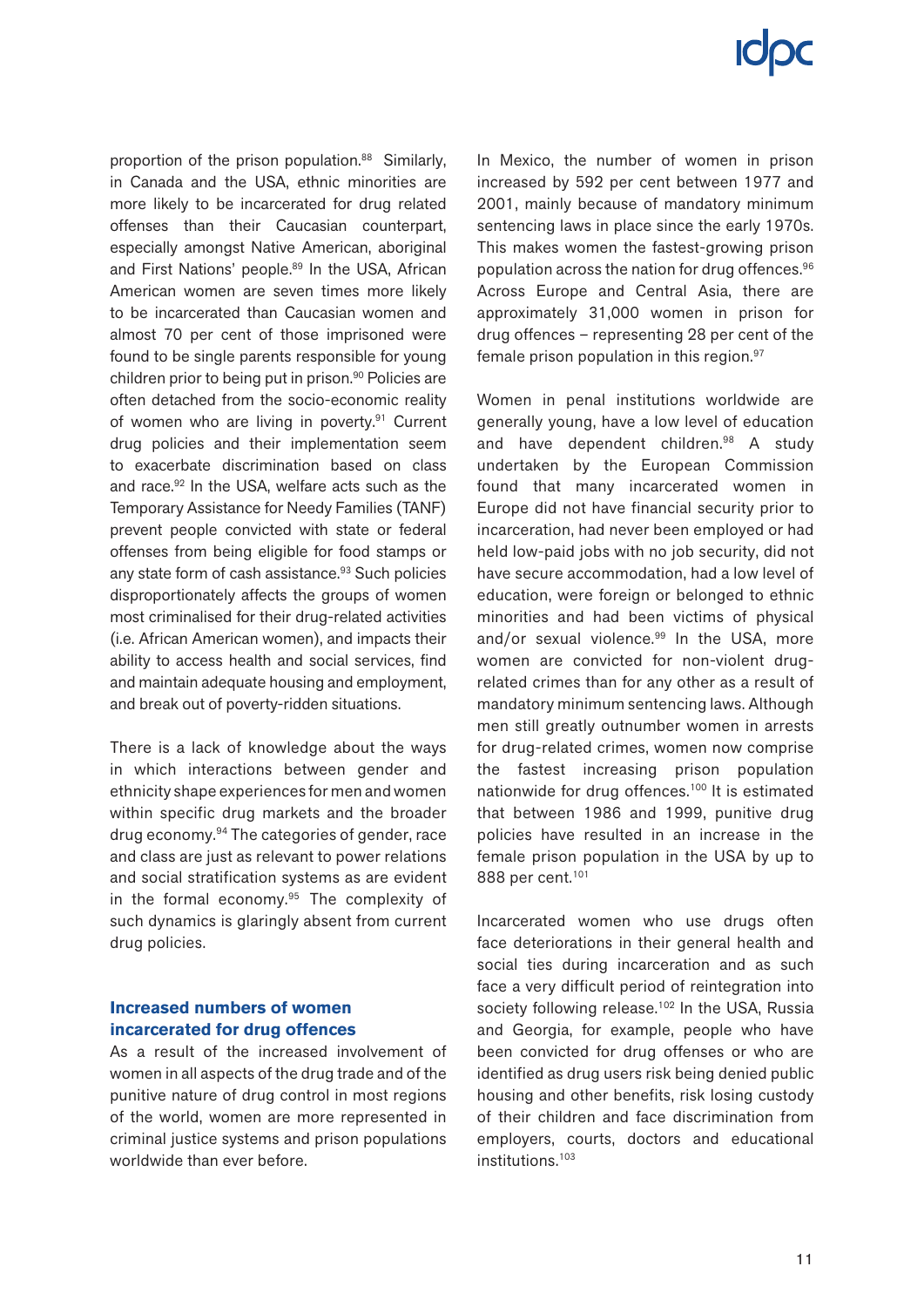proportion of the prison population.[88] Similarly, in Canada and the USA, ethnic minorities are more likely to be incarcerated for drug related offenses than their Caucasian counterpart, especially amongst Native American, aboriginal and First Nations' people.[89] In the USA, African American women are seven times more likely to be incarcerated than Caucasian women and almost 70 per cent of those imprisoned were found to be single parents responsible for young children prior to being put in prison.[90] Policies are often detached from the socio-economic reality of women who are living in poverty.[91] Current drug policies and their implementation seem to exacerbate discrimination based on class and race.[92] In the USA, welfare acts such as the Temporary Assistance for Needy Families (TANF) prevent people convicted with state or federal offenses from being eligible for food stamps or any state form of cash assistance.[93] Such policies disproportionately affects the groups of women most criminalised for their drug-related activities (i.e. African American women), and impacts their ability to access health and social services, find and maintain adequate housing and employment, and break out of poverty-ridden situations.

There is a lack of knowledge about the ways in which interactions between gender and ethnicity shape experiences for men and women within specific drug markets and the broader drug economy.[94] The categories of gender, race and class are just as relevant to power relations and social stratification systems as are evident in the formal economy.[95] The complexity of such dynamics is glaringly absent from current drug policies.

### Increased numbers of women incarcerated for drug offences

As a result of the increased involvement of women in all aspects of the drug trade and of the punitive nature of drug control in most regions of the world, women are more represented in criminal justice systems and prison populations worldwide than ever before.

In Mexico, the number of women in prison increased by 592 per cent between 1977 and 2001, mainly because of mandatory minimum sentencing laws in place since the early 1970s. This makes women the fastest-growing prison population across the nation for drug offences.[96] Across Europe and Central Asia, there are approximately 31,000 women in prison for drug offences – representing 28 per cent of the female prison population in this region.[97]

Women in penal institutions worldwide are generally young, have a low level of education and have dependent children.[98] A study undertaken by the European Commission found that many incarcerated women in Europe did not have financial security prior to incarceration, had never been employed or had held low-paid jobs with no job security, did not have secure accommodation, had a low level of education, were foreign or belonged to ethnic minorities and had been victims of physical and/or sexual violence.[99] In the USA, more women are convicted for non-violent drug-related crimes than for any other as a result of mandatory minimum sentencing laws. Although men still greatly outnumber women in arrests for drug-related crimes, women now comprise the fastest increasing prison population nationwide for drug offences.[100] It is estimated that between 1986 and 1999, punitive drug policies have resulted in an increase in the female prison population in the USA by up to 888 per cent.[101]

Incarcerated women who use drugs often face deteriorations in their general health and social ties during incarceration and as such face a very difficult period of reintegration into society following release.[102] In the USA, Russia and Georgia, for example, people who have been convicted for drug offenses or who are identified as drug users risk being denied public housing and other benefits, risk losing custody of their children and face discrimination from employers, courts, doctors and educational institutions.[103]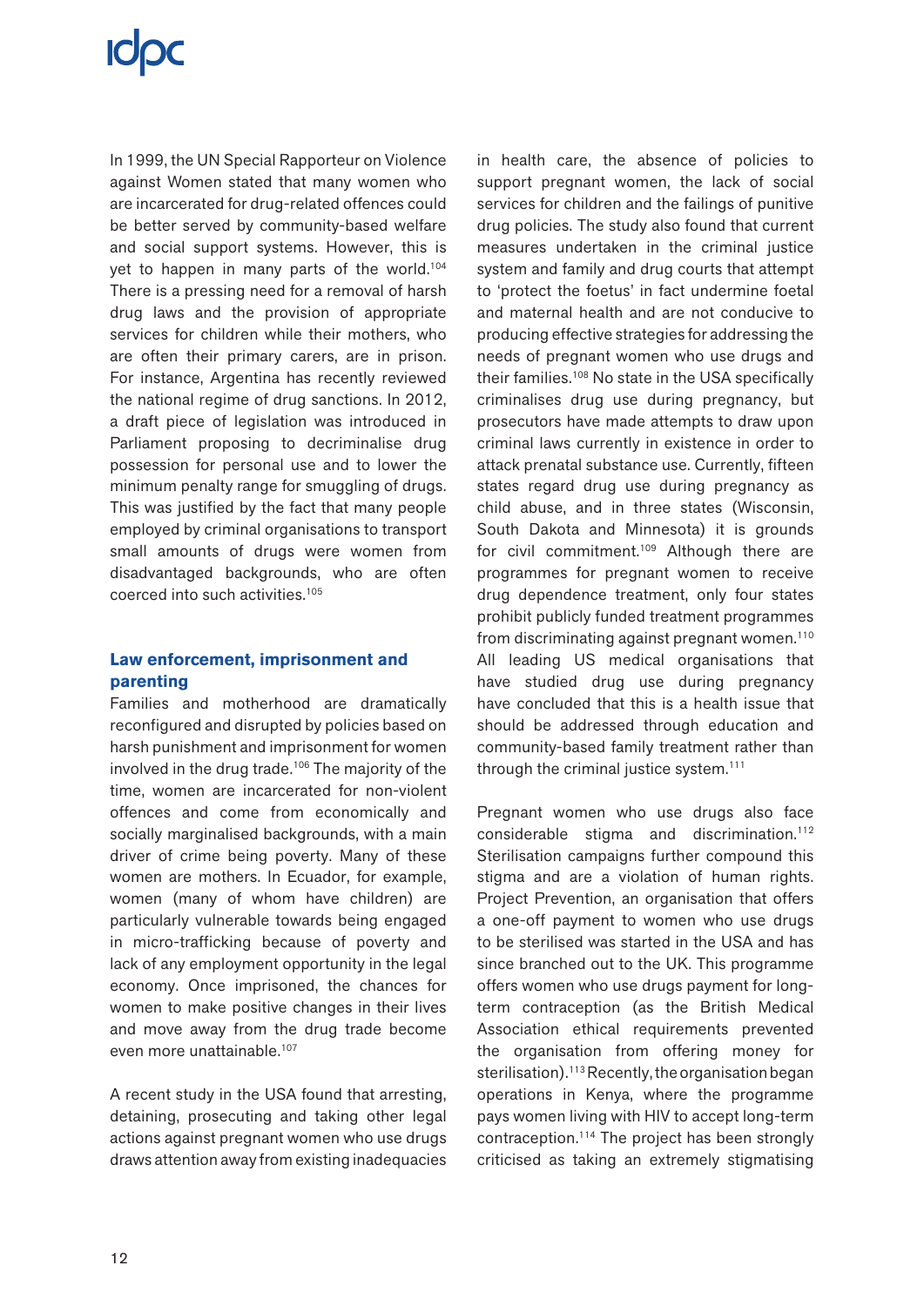In 1999, the UN Special Rapporteur on Violence against Women stated that many women who are incarcerated for drug-related offences could be better served by community-based welfare and social support systems. However, this is yet to happen in many parts of the world.[104] There is a pressing need for a removal of harsh drug laws and the provision of appropriate services for children while their mothers, who are often their primary carers, are in prison. For instance, Argentina has recently reviewed the national regime of drug sanctions. In 2012, a draft piece of legislation was introduced in Parliament proposing to decriminalise drug possession for personal use and to lower the minimum penalty range for smuggling of drugs. This was justified by the fact that many people employed by criminal organisations to transport small amounts of drugs were women from disadvantaged backgrounds, who are often coerced into such activities.[105]

### Law enforcement, imprisonment and parenting

Families and motherhood are dramatically reconfigured and disrupted by policies based on harsh punishment and imprisonment for women involved in the drug trade.[106] The majority of the time, women are incarcerated for non-violent offences and come from economically and socially marginalised backgrounds, with a main driver of crime being poverty. Many of these women are mothers. In Ecuador, for example, women (many of whom have children) are particularly vulnerable towards being engaged in micro-trafficking because of poverty and lack of any employment opportunity in the legal economy. Once imprisoned, the chances for women to make positive changes in their lives and move away from the drug trade become even more unattainable.[107]

A recent study in the USA found that arresting, detaining, prosecuting and taking other legal actions against pregnant women who use drugs draws attention away from existing inadequacies in health care, the absence of policies to support pregnant women, the lack of social services for children and the failings of punitive drug policies. The study also found that current measures undertaken in the criminal justice system and family and drug courts that attempt to 'protect the foetus' in fact undermine foetal and maternal health and are not conducive to producing effective strategies for addressing the needs of pregnant women who use drugs and their families.[108] No state in the USA specifically criminalises drug use during pregnancy, but prosecutors have made attempts to draw upon criminal laws currently in existence in order to attack prenatal substance use. Currently, fifteen states regard drug use during pregnancy as child abuse, and in three states (Wisconsin, South Dakota and Minnesota) it is grounds for civil commitment.[109] Although there are programmes for pregnant women to receive drug dependence treatment, only four states prohibit publicly funded treatment programmes from discriminating against pregnant women.[110] All leading US medical organisations that have studied drug use during pregnancy have concluded that this is a health issue that should be addressed through education and community-based family treatment rather than through the criminal justice system.[111]

Pregnant women who use drugs also face considerable stigma and discrimination.[112] Sterilisation campaigns further compound this stigma and are a violation of human rights. Project Prevention, an organisation that offers a one-off payment to women who use drugs to be sterilised was started in the USA and has since branched out to the UK. This programme offers women who use drugs payment for long-term contraception (as the British Medical Association ethical requirements prevented the organisation from offering money for sterilisation).[113] Recently, the organisation began operations in Kenya, where the programme pays women living with HIV to accept long-term contraception.[114] The project has been strongly criticised as taking an extremely stigmatising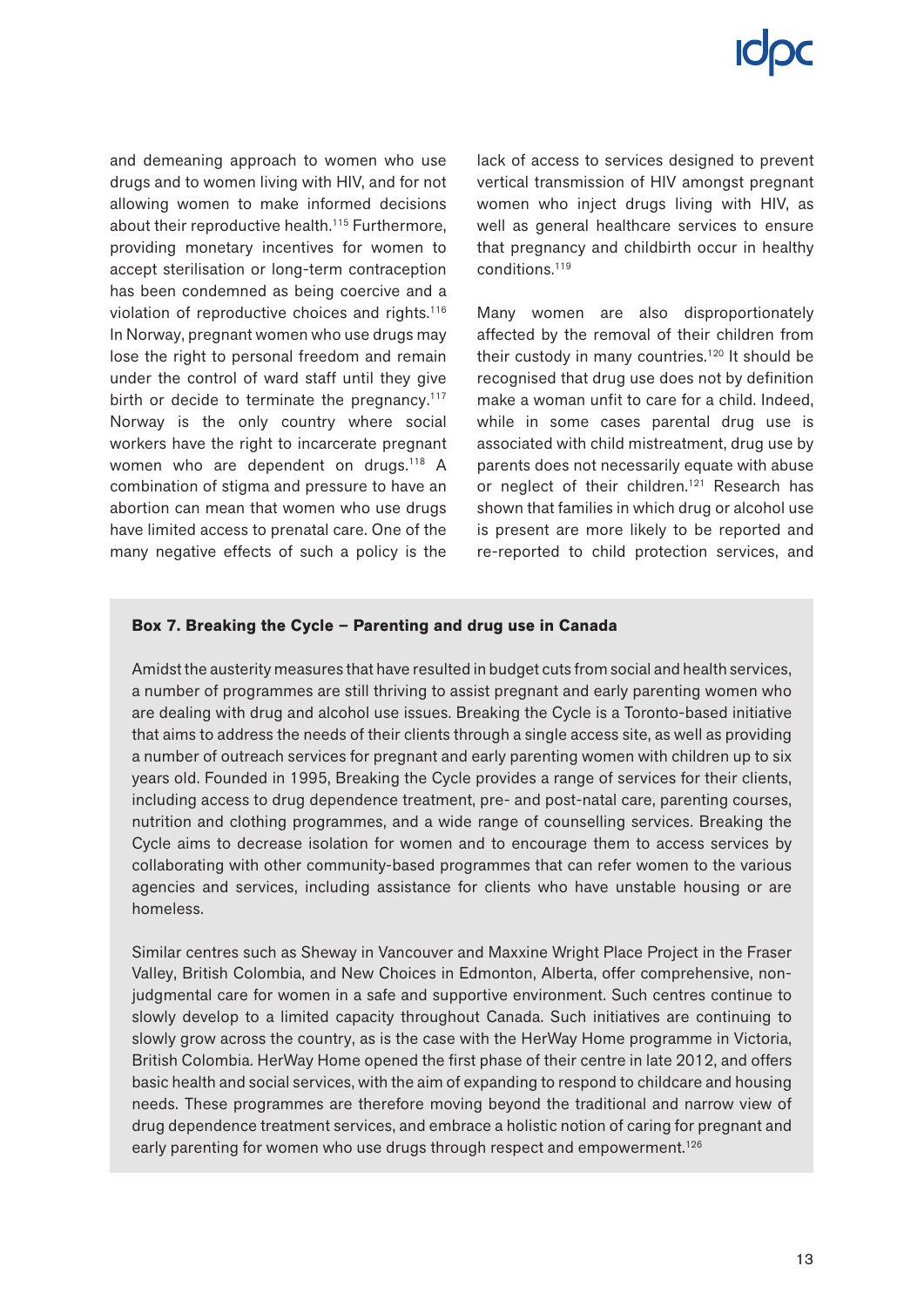and demeaning approach to women who use drugs and to women living with HIV, and for not allowing women to make informed decisions about their reproductive health.[115] Furthermore, providing monetary incentives for women to accept sterilisation or long-term contraception has been condemned as being coercive and a violation of reproductive choices and rights.[116] In Norway, pregnant women who use drugs may lose the right to personal freedom and remain under the control of ward staff until they give birth or decide to terminate the pregnancy.[117] Norway is the only country where social workers have the right to incarcerate pregnant women who are dependent on drugs.[118] A combination of stigma and pressure to have an abortion can mean that women who use drugs have limited access to prenatal care. One of the many negative effects of such a policy is the lack of access to services designed to prevent vertical transmission of HIV amongst pregnant women who inject drugs living with HIV, as well as general healthcare services to ensure that pregnancy and childbirth occur in healthy conditions.[119]

Many women are also disproportionately affected by the removal of their children from their custody in many countries.[120] It should be recognised that drug use does not by definition make a woman unfit to care for a child. Indeed, while in some cases parental drug use is associated with child mistreatment, drug use by parents does not necessarily equate with abuse or neglect of their children.[121] Research has shown that families in which drug or alcohol use is present are more likely to be reported and re-reported to child protection services, and

**Box 7. Breaking the Cycle – Parenting and drug use in Canada**

Amidst the austerity measures that have resulted in budget cuts from social and health services, a number of programmes are still thriving to assist pregnant and early parenting women who are dealing with drug and alcohol use issues. Breaking the Cycle is a Toronto-based initiative that aims to address the needs of their clients through a single access site, as well as providing a number of outreach services for pregnant and early parenting women with children up to six years old. Founded in 1995, Breaking the Cycle provides a range of services for their clients, including access to drug dependence treatment, pre- and post-natal care, parenting courses, nutrition and clothing programmes, and a wide range of counselling services. Breaking the Cycle aims to decrease isolation for women and to encourage them to access services by collaborating with other community-based programmes that can refer women to the various agencies and services, including assistance for clients who have unstable housing or are homeless.

Similar centres such as Sheway in Vancouver and Maxxine Wright Place Project in the Fraser Valley, British Colombia, and New Choices in Edmonton, Alberta, offer comprehensive, non-judgmental care for women in a safe and supportive environment. Such centres continue to slowly develop to a limited capacity throughout Canada. Such initiatives are continuing to slowly grow across the country, as is the case with the HerWay Home programme in Victoria, British Colombia. HerWay Home opened the first phase of their centre in late 2012, and offers basic health and social services, with the aim of expanding to respond to childcare and housing needs. These programmes are therefore moving beyond the traditional and narrow view of drug dependence treatment services, and embrace a holistic notion of caring for pregnant and early parenting for women who use drugs through respect and empowerment.[126]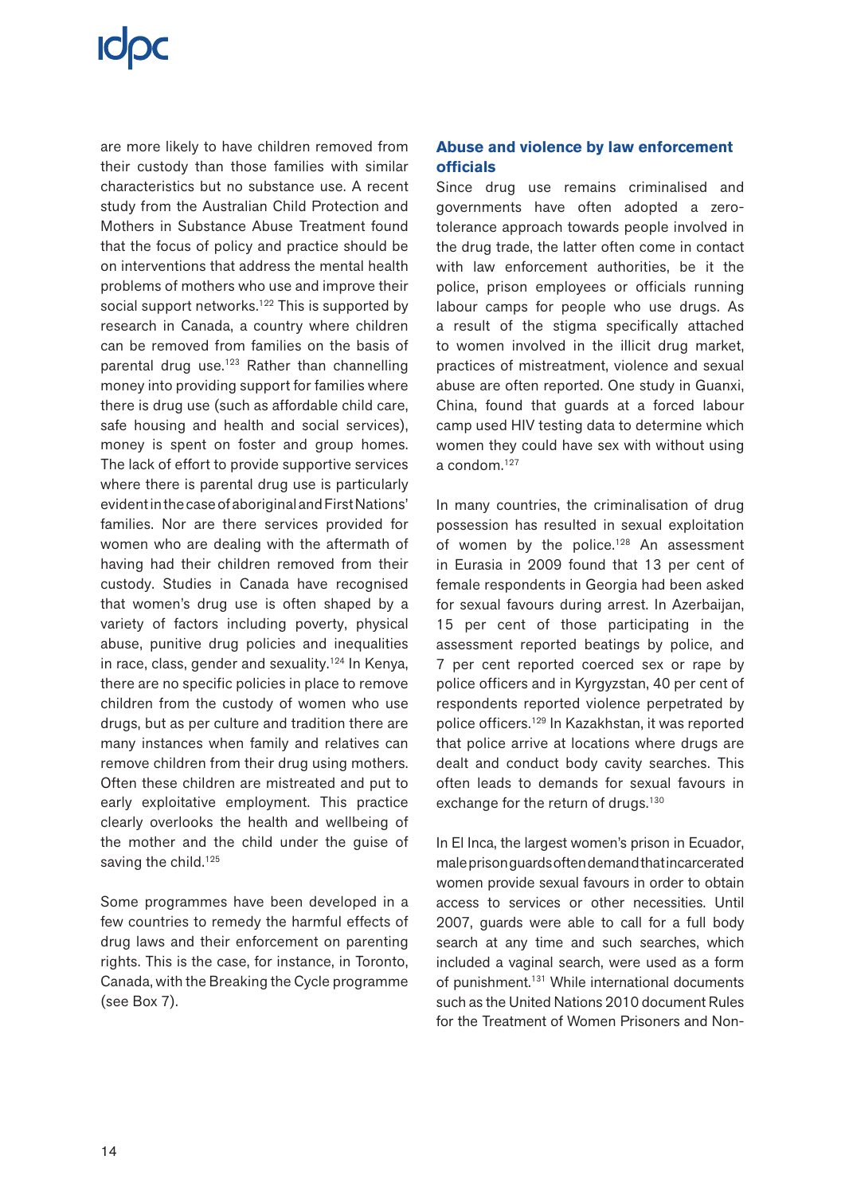are more likely to have children removed from their custody than those families with similar characteristics but no substance use. A recent study from the Australian Child Protection and Mothers in Substance Abuse Treatment found that the focus of policy and practice should be on interventions that address the mental health problems of mothers who use and improve their social support networks.[122] This is supported by research in Canada, a country where children can be removed from families on the basis of parental drug use.[123] Rather than channelling money into providing support for families where there is drug use (such as affordable child care, safe housing and health and social services), money is spent on foster and group homes. The lack of effort to provide supportive services where there is parental drug use is particularly evident in the case of aboriginal and First Nations' families. Nor are there services provided for women who are dealing with the aftermath of having had their children removed from their custody. Studies in Canada have recognised that women's drug use is often shaped by a variety of factors including poverty, physical abuse, punitive drug policies and inequalities in race, class, gender and sexuality.[124] In Kenya, there are no specific policies in place to remove children from the custody of women who use drugs, but as per culture and tradition there are many instances when family and relatives can remove children from their drug using mothers. Often these children are mistreated and put to early exploitative employment. This practice clearly overlooks the health and wellbeing of the mother and the child under the guise of saving the child.[125]

Some programmes have been developed in a few countries to remedy the harmful effects of drug laws and their enforcement on parenting rights. This is the case, for instance, in Toronto, Canada, with the Breaking the Cycle programme (see Box 7).

## Abuse and violence by law enforcement officials

Since drug use remains criminalised and governments have often adopted a zero-tolerance approach towards people involved in the drug trade, the latter often come in contact with law enforcement authorities, be it the police, prison employees or officials running labour camps for people who use drugs. As a result of the stigma specifically attached to women involved in the illicit drug market, practices of mistreatment, violence and sexual abuse are often reported. One study in Guanxi, China, found that guards at a forced labour camp used HIV testing data to determine which women they could have sex with without using a condom.[127]

In many countries, the criminalisation of drug possession has resulted in sexual exploitation of women by the police.[128] An assessment in Eurasia in 2009 found that 13 per cent of female respondents in Georgia had been asked for sexual favours during arrest. In Azerbaijan, 15 per cent of those participating in the assessment reported beatings by police, and 7 per cent reported coerced sex or rape by police officers and in Kyrgyzstan, 40 per cent of respondents reported violence perpetrated by police officers.[129] In Kazakhstan, it was reported that police arrive at locations where drugs are dealt and conduct body cavity searches. This often leads to demands for sexual favours in exchange for the return of drugs.[130]

In El Inca, the largest women's prison in Ecuador, male prison guards often demand that incarcerated women provide sexual favours in order to obtain access to services or other necessities. Until 2007, guards were able to call for a full body search at any time and such searches, which included a vaginal search, were used as a form of punishment.[131] While international documents such as the United Nations 2010 document Rules for the Treatment of Women Prisoners and Non-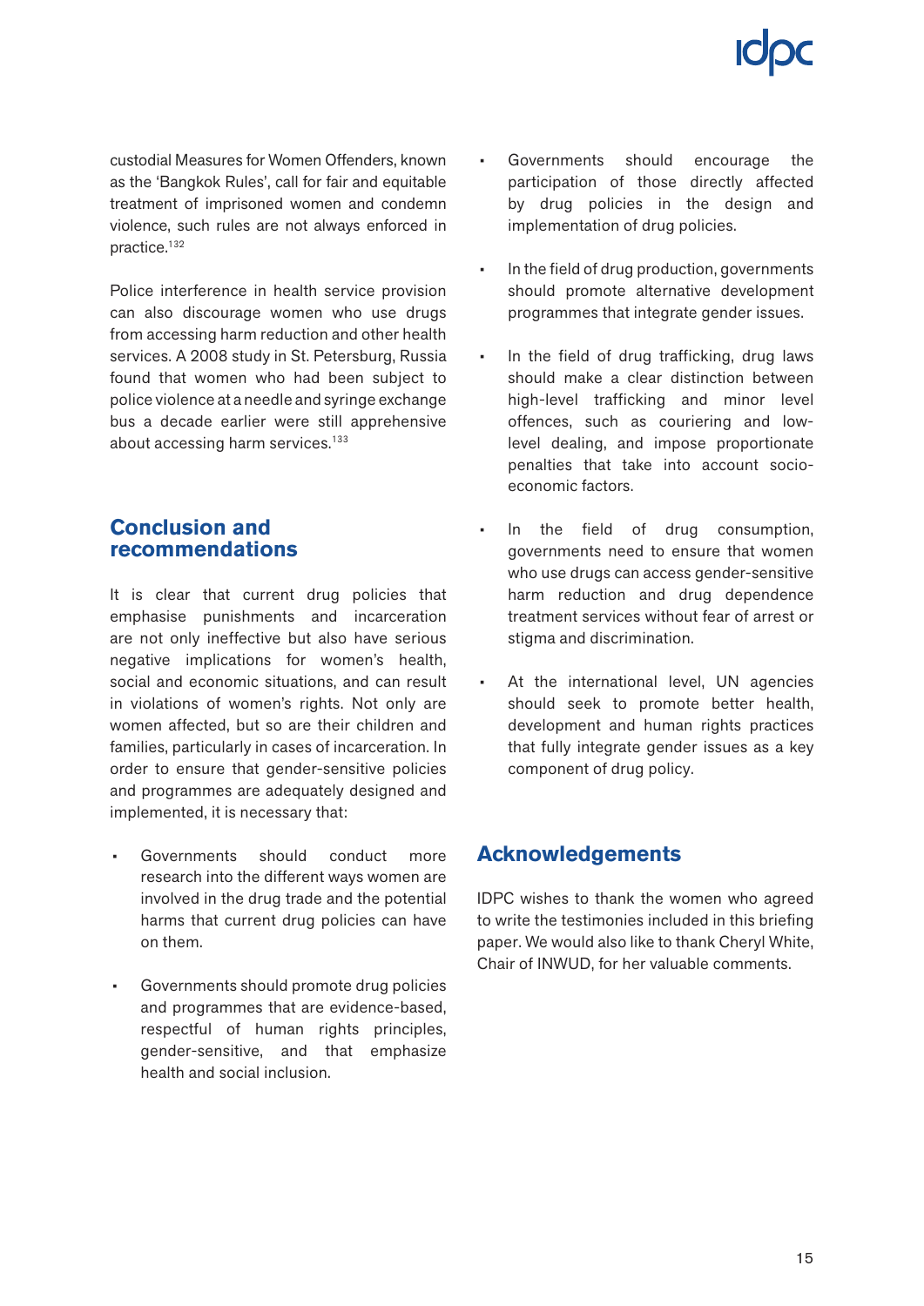custodial Measures for Women Offenders, known as the 'Bangkok Rules', call for fair and equitable treatment of imprisoned women and condemn violence, such rules are not always enforced in practice.[132]

Police interference in health service provision can also discourage women who use drugs from accessing harm reduction and other health services. A 2008 study in St. Petersburg, Russia found that women who had been subject to police violence at a needle and syringe exchange bus a decade earlier were still apprehensive about accessing harm services.[133]

## Conclusion and recommendations

It is clear that current drug policies that emphasise punishments and incarceration are not only ineffective but also have serious negative implications for women's health, social and economic situations, and can result in violations of women's rights. Not only are women affected, but so are their children and families, particularly in cases of incarceration. In order to ensure that gender-sensitive policies and programmes are adequately designed and implemented, it is necessary that:

- Governments should conduct more research into the different ways women are involved in the drug trade and the potential harms that current drug policies can have on them.
- Governments should promote drug policies and programmes that are evidence-based, respectful of human rights principles, gender-sensitive, and that emphasize health and social inclusion.
- Governments should encourage the participation of those directly affected by drug policies in the design and implementation of drug policies.
- In the field of drug production, governments should promote alternative development programmes that integrate gender issues.
- In the field of drug trafficking, drug laws should make a clear distinction between high-level trafficking and minor level offences, such as couriering and low-level dealing, and impose proportionate penalties that take into account socio-economic factors.
- In the field of drug consumption, governments need to ensure that women who use drugs can access gender-sensitive harm reduction and drug dependence treatment services without fear of arrest or stigma and discrimination.
- At the international level, UN agencies should seek to promote better health, development and human rights practices that fully integrate gender issues as a key component of drug policy.

## Acknowledgements

IDPC wishes to thank the women who agreed to write the testimonies included in this briefing paper. We would also like to thank Cheryl White, Chair of INWUD, for her valuable comments.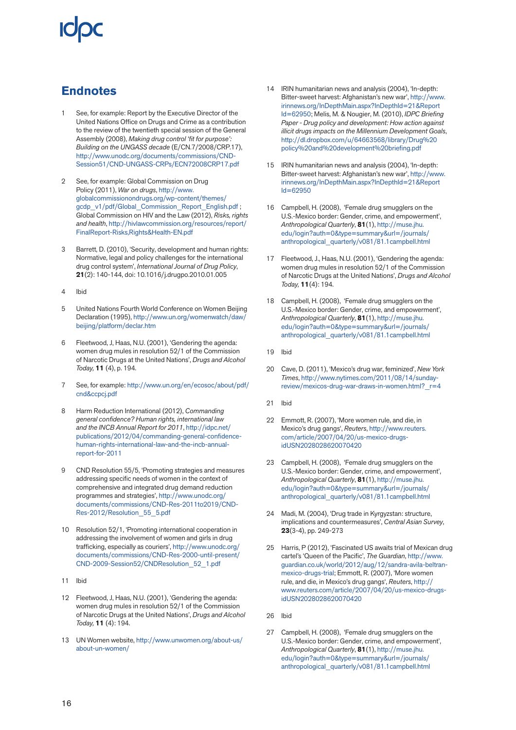## Endnotes

1. See, for example: Report by the Executive Director of the United Nations Office on Drugs and Crime as a contribution to the review of the twentieth special session of the General Assembly (2008), *Making drug control 'fit for purpose': Building on the UNGASS decade* (E/CN.7/2008/CRP.17), http://www.unodc.org/documents/commissions/CND-Session51/CND-UNGASS-CRPs/ECN72008CRP17.pdf

2. See, for example: Global Commission on Drug Policy (2011), *War on drugs*, http://www.globalcommissionondrugs.org/wp-content/themes/gcdp_v1/pdf/Global_Commission_Report_English.pdf ; Global Commission on HIV and the Law (2012), *Risks, rights and health*, http://hivlawcommission.org/resources/report/FinalReport-Risks,Rights&Health-EN.pdf

3. Barrett, D. (2010), 'Security, development and human rights: Normative, legal and policy challenges for the international drug control system', *International Journal of Drug Policy*, **21**(2): 140-144, doi: 10.1016/j.drugpo.2010.01.005

4. Ibid

5. United Nations Fourth World Conference on Women Beijing Declaration (1995), http://www.un.org/womenwatch/daw/beijing/platform/declar.htm

6. Fleetwood, J, Haas, N.U. (2001), 'Gendering the agenda: women drug mules in resolution 52/1 of the Commission of Narcotic Drugs at the United Nations', *Drugs and Alcohol Today*, **11** (4), p. 194.

7. See, for example: http://www.un.org/en/ecosoc/about/pdf/cnd&ccpcj.pdf

8. Harm Reduction International (2012), *Commanding general confidence? Human rights, international law and the INCB Annual Report for 2011*, http://idpc.net/publications/2012/04/commanding-general-confidence-human-rights-international-law-and-the-incb-annual-report-for-2011

9. CND Resolution 55/5, 'Promoting strategies and measures addressing specific needs of women in the context of comprehensive and integrated drug demand reduction programmes and strategies', http://www.unodc.org/documents/commissions/CND-Res-2011to2019/CND-Res-2012/Resolution_55_5.pdf

10. Resolution 52/1, 'Promoting international cooperation in addressing the involvement of women and girls in drug trafficking, especially as couriers', http://www.unodc.org/documents/commissions/CND-Res-2000-until-present/CND-2009-Session52/CNDResolution_52_1.pdf

11. Ibid

12. Fleetwood, J, Haas, N.U. (2001), 'Gendering the agenda: women drug mules in resolution 52/1 of the Commission of Narcotic Drugs at the United Nations', *Drugs and Alcohol Today*, **11** (4): 194.

13. UN Women website, http://www.unwomen.org/about-us/about-un-women/

14. IRIN humanitarian news and analysis (2004), 'In-depth: Bitter-sweet harvest: Afghanistan's new war', http://www.irinnews.org/InDepthMain.aspx?InDepthId=21&ReportId=62950; Melis, M. & Nougier, M. (2010), *IDPC Briefing Paper - Drug policy and development: How action against illicit drugs impacts on the Millennium Development Goals*, http://dl.dropbox.com/u/64663568/library/Drug%20policy%20and%20development%20briefing.pdf

15. IRIN humanitarian news and analysis (2004), 'In-depth: Bitter-sweet harvest: Afghanistan's new war', http://www.irinnews.org/InDepthMain.aspx?InDepthId=21&ReportId=62950

16. Campbell, H. (2008), 'Female drug smugglers on the U.S.-Mexico border: Gender, crime, and empowerment', *Anthropological Quarterly*, **81**(1), http://muse.jhu.edu/login?auth=0&type=summary&url=/journals/anthropological_quarterly/v081/81.1campbell.html

17. Fleetwood, J., Haas, N.U. (2001), 'Gendering the agenda: women drug mules in resolution 52/1 of the Commission of Narcotic Drugs at the United Nations', *Drugs and Alcohol Today*, **11**(4): 194.

18. Campbell, H. (2008), 'Female drug smugglers on the U.S.-Mexico border: Gender, crime, and empowerment', *Anthropological Quarterly*, **81**(1), http://muse.jhu.edu/login?auth=0&type=summary&url=/journals/anthropological_quarterly/v081/81.1campbell.html

19. Ibid

20. Cave, D. (2011), 'Mexico's drug war, feminized', *New York Times*, http://www.nytimes.com/2011/08/14/sunday-review/mexicos-drug-war-draws-in-women.html?_r=4

21. Ibid

22. Emmott, R. (2007), 'More women rule, and die, in Mexico's drug gangs', *Reuters*, http://www.reuters.com/article/2007/04/20/us-mexico-drugs-idUSN2028028620070420

23. Campbell, H. (2008), 'Female drug smugglers on the U.S.-Mexico border: Gender, crime, and empowerment', *Anthropological Quarterly*, **81**(1), http://muse.jhu.edu/login?auth=0&type=summary&url=/journals/anthropological_quarterly/v081/81.1campbell.html

24. Madi, M. (2004), 'Drug trade in Kyrgyzstan: structure, implications and countermeasures', *Central Asian Survey*, **23**(3-4), pp. 249-273

25. Harris, P (2012), 'Fascinated US awaits trial of Mexican drug cartel's 'Queen of the Pacific', *The Guardian*, http://www.guardian.co.uk/world/2012/aug/12/sandra-avila-beltran-mexico-drugs-trial; Emmott, R. (2007), 'More women rule, and die, in Mexico's drug gangs', *Reuters*, http://www.reuters.com/article/2007/04/20/us-mexico-drugs-idUSN2028028620070420

26. Ibid

27. Campbell, H. (2008), 'Female drug smugglers on the U.S.-Mexico border: Gender, crime, and empowerment', *Anthropological Quarterly*, **81**(1), http://muse.jhu.edu/login?auth=0&type=summary&url=/journals/anthropological_quarterly/v081/81.1campbell.html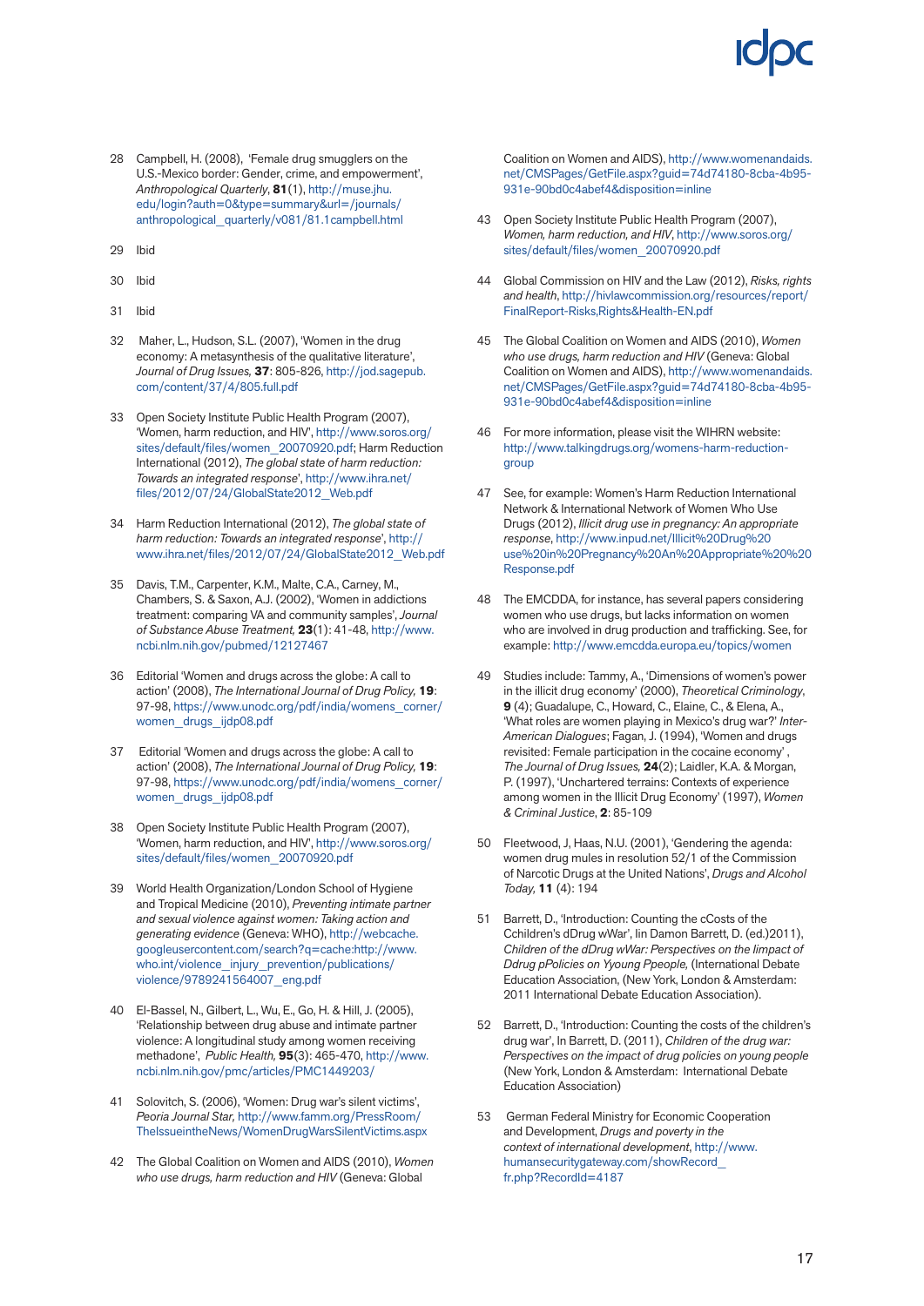28 Campbell, H. (2008), 'Female drug smugglers on the U.S.-Mexico border: Gender, crime, and empowerment', *Anthropological Quarterly*, **81**(1), http://muse.jhu.edu/login?auth=0&type=summary&url=/journals/anthropological_quarterly/v081/81.1campbell.html

29 Ibid

30 Ibid

31 Ibid

32 Maher, L., Hudson, S.L. (2007), 'Women in the drug economy: A metasynthesis of the qualitative literature', *Journal of Drug Issues*, **37**: 805-826, http://jod.sagepub.com/content/37/4/805.full.pdf

33 Open Society Institute Public Health Program (2007), 'Women, harm reduction, and HIV', http://www.soros.org/sites/default/files/women_20070920.pdf; Harm Reduction International (2012), *The global state of harm reduction: Towards an integrated response*', http://www.ihra.net/files/2012/07/24/GlobalState2012_Web.pdf

34 Harm Reduction International (2012), *The global state of harm reduction: Towards an integrated response*', http://www.ihra.net/files/2012/07/24/GlobalState2012_Web.pdf

35 Davis, T.M., Carpenter, K.M., Malte, C.A., Carney, M., Chambers, S. & Saxon, A.J. (2002), 'Women in addictions treatment: comparing VA and community samples', *Journal of Substance Abuse Treatment*, **23**(1): 41-48, http://www.ncbi.nlm.nih.gov/pubmed/12127467

36 Editorial 'Women and drugs across the globe: A call to action' (2008), *The International Journal of Drug Policy*, **19**: 97-98, https://www.unodc.org/pdf/india/womens_corner/women_drugs_ijdp08.pdf

37 Editorial 'Women and drugs across the globe: A call to action' (2008), *The International Journal of Drug Policy*, **19**: 97-98, https://www.unodc.org/pdf/india/womens_corner/women_drugs_ijdp08.pdf

38 Open Society Institute Public Health Program (2007), 'Women, harm reduction, and HIV', http://www.soros.org/sites/default/files/women_20070920.pdf

39 World Health Organization/London School of Hygiene and Tropical Medicine (2010), *Preventing intimate partner and sexual violence against women: Taking action and generating evidence* (Geneva: WHO), http://webcache.googleusercontent.com/search?q=cache:http://www.who.int/violence_injury_prevention/publications/violence/9789241564007_eng.pdf

40 El-Bassel, N., Gilbert, L., Wu, E., Go, H. & Hill, J. (2005), 'Relationship between drug abuse and intimate partner violence: A longitudinal study among women receiving methadone', *Public Health*, **95**(3): 465-470, http://www.ncbi.nlm.nih.gov/pmc/articles/PMC1449203/

41 Solovitch, S. (2006), 'Women: Drug war's silent victims', *Peoria Journal Star*, http://www.famm.org/PressRoom/TheIssueintheNews/WomenDrugWarsSilentVictims.aspx

42 The Global Coalition on Women and AIDS (2010), *Women who use drugs, harm reduction and HIV* (Geneva: Global Coalition on Women and AIDS), http://www.womenandaids.net/CMSPages/GetFile.aspx?guid=74d74180-8cba-4b95-931e-90bd0c4abef4&disposition=inline

43 Open Society Institute Public Health Program (2007), *Women, harm reduction, and HIV*, http://www.soros.org/sites/default/files/women_20070920.pdf

44 Global Commission on HIV and the Law (2012), *Risks, rights and health*, http://hivlawcommission.org/resources/report/FinalReport-Risks,Rights&Health-EN.pdf

45 The Global Coalition on Women and AIDS (2010), *Women who use drugs, harm reduction and HIV* (Geneva: Global Coalition on Women and AIDS), http://www.womenandaids.net/CMSPages/GetFile.aspx?guid=74d74180-8cba-4b95-931e-90bd0c4abef4&disposition=inline

46 For more information, please visit the WIHRN website: http://www.talkingdrugs.org/womens-harm-reduction-group

47 See, for example: Women's Harm Reduction International Network & International Network of Women Who Use Drugs (2012), *Illicit drug use in pregnancy: An appropriate response*, http://www.inpud.net/Illicit%20Drug%20use%20in%20Pregnancy%20An%20Appropriate%20%20Response.pdf

48 The EMCDDA, for instance, has several papers considering women who use drugs, but lacks information on women who are involved in drug production and trafficking. See, for example: http://www.emcdda.europa.eu/topics/women

49 Studies include: Tammy, A., 'Dimensions of women's power in the illicit drug economy' (2000), *Theoretical Criminology*, **9** (4); Guadalupe, C., Howard, C., Elaine, C., & Elena, A., 'What roles are women playing in Mexico's drug war?' *Inter-American Dialogues*; Fagan, J. (1994), 'Women and drugs revisited: Female participation in the cocaine economy' , *The Journal of Drug Issues*, **24**(2); Laidler, K.A. & Morgan, P. (1997), 'Unchartered terrains: Contexts of experience among women in the Illicit Drug Economy' (1997), *Women & Criminal Justice*, **2**: 85-109

50 Fleetwood, J, Haas, N.U. (2001), 'Gendering the agenda: women drug mules in resolution 52/1 of the Commission of Narcotic Drugs at the United Nations', *Drugs and Alcohol Today*, **11** (4): 194

51 Barrett, D., 'Introduction: Counting the cCosts of the Cchildren's dDrug wWar', Iin Damon Barrett, D. (ed.)2011), *Children of the dDrug wWar: Perspectives on the limpact of Ddrug pPolicies on Yyoung Ppeople,* (International Debate Education Association, (New York, London & Amsterdam: 2011 International Debate Education Association).

52 Barrett, D., 'Introduction: Counting the costs of the children's drug war', In Barrett, D. (2011), *Children of the drug war: Perspectives on the impact of drug policies on young people* (New York, London & Amsterdam: International Debate Education Association)

53 German Federal Ministry for Economic Cooperation and Development, *Drugs and poverty in the context of international development*, http://www.humansecuritygateway.com/showRecord_fr.php?RecordId=4187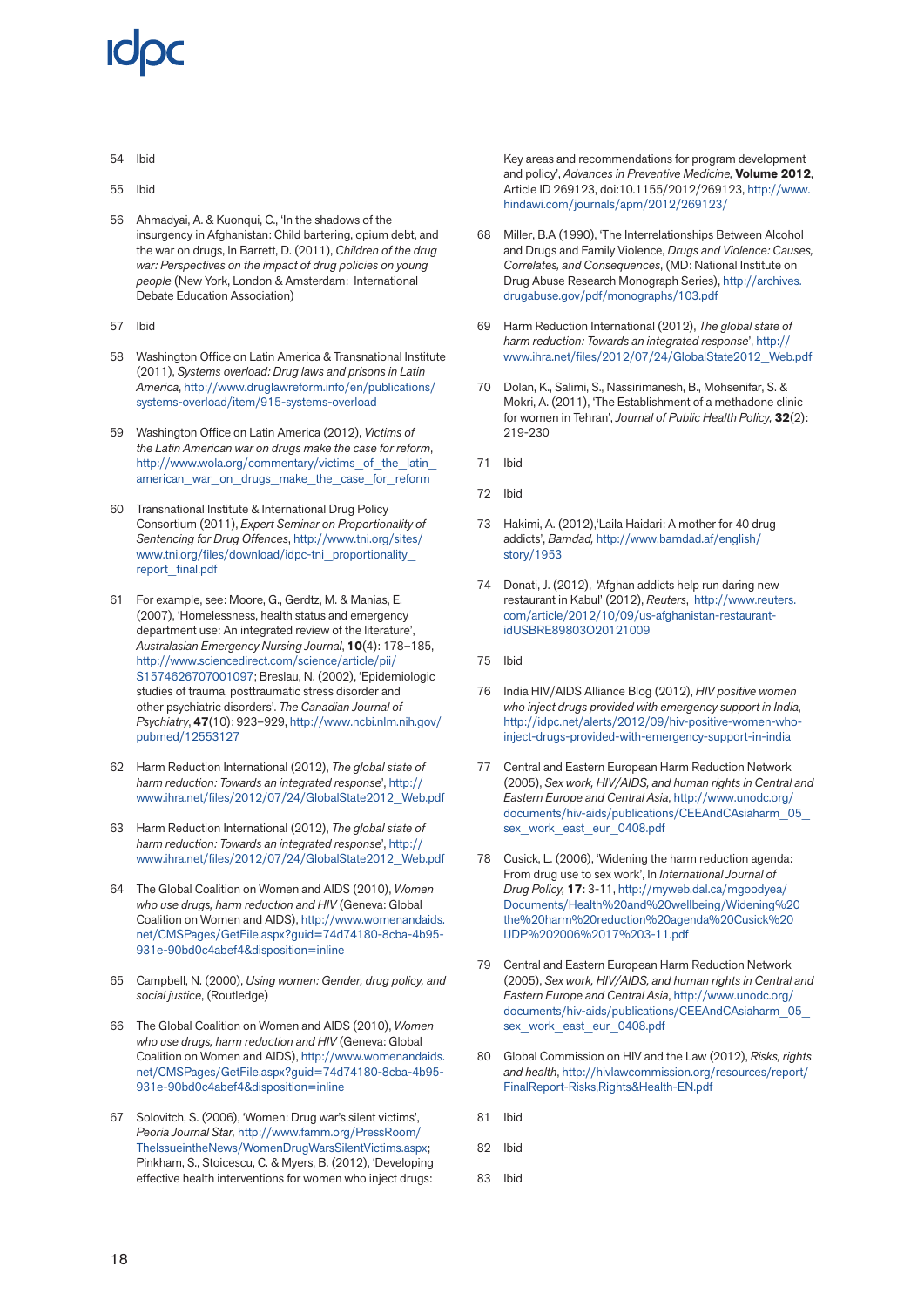54 Ibid

55 Ibid

56 Ahmadyai, A. & Kuonqui, C., 'In the shadows of the insurgency in Afghanistan: Child bartering, opium debt, and the war on drugs, In Barrett, D. (2011), *Children of the drug war: Perspectives on the impact of drug policies on young people* (New York, London & Amsterdam: International Debate Education Association)

57 Ibid

58 Washington Office on Latin America & Transnational Institute (2011), *Systems overload: Drug laws and prisons in Latin America*, http://www.druglawreform.info/en/publications/systems-overload/item/915-systems-overload

59 Washington Office on Latin America (2012), *Victims of the Latin American war on drugs make the case for reform*, http://www.wola.org/commentary/victims_of_the_latin_american_war_on_drugs_make_the_case_for_reform

60 Transnational Institute & International Drug Policy Consortium (2011), *Expert Seminar on Proportionality of Sentencing for Drug Offences*, http://www.tni.org/sites/www.tni.org/files/download/idpc-tni_proportionality_report_final.pdf

61 For example, see: Moore, G., Gerdtz, M. & Manias, E. (2007), 'Homelessness, health status and emergency department use: An integrated review of the literature', *Australasian Emergency Nursing Journal*, **10**(4): 178–185, http://www.sciencedirect.com/science/article/pii/S1574626707001097; Breslau, N. (2002), 'Epidemiologic studies of trauma, posttraumatic stress disorder and other psychiatric disorders'. *The Canadian Journal of Psychiatry*, **47**(10): 923–929, http://www.ncbi.nlm.nih.gov/pubmed/12553127

62 Harm Reduction International (2012), *The global state of harm reduction: Towards an integrated response*', http://www.ihra.net/files/2012/07/24/GlobalState2012_Web.pdf

63 Harm Reduction International (2012), *The global state of harm reduction: Towards an integrated response*', http://www.ihra.net/files/2012/07/24/GlobalState2012_Web.pdf

64 The Global Coalition on Women and AIDS (2010), *Women who use drugs, harm reduction and HIV* (Geneva: Global Coalition on Women and AIDS), http://www.womenandaids.net/CMSPages/GetFile.aspx?guid=74d74180-8cba-4b95-931e-90bd0c4abef4&disposition=inline

65 Campbell, N. (2000), *Using women: Gender, drug policy, and social justice*, (Routledge)

66 The Global Coalition on Women and AIDS (2010), *Women who use drugs, harm reduction and HIV* (Geneva: Global Coalition on Women and AIDS), http://www.womenandaids.net/CMSPages/GetFile.aspx?guid=74d74180-8cba-4b95-931e-90bd0c4abef4&disposition=inline

67 Solovitch, S. (2006), 'Women: Drug war's silent victims', *Peoria Journal Star*, http://www.famm.org/PressRoom/TheIssueintheNews/WomenDrugWarsSilentVictims.aspx; Pinkham, S., Stoicescu, C. & Myers, B. (2012), 'Developing effective health interventions for women who inject drugs: Key areas and recommendations for program development and policy', *Advances in Preventive Medicine,* **Volume 2012**, Article ID 269123, doi:10.1155/2012/269123, http://www.hindawi.com/journals/apm/2012/269123/

68 Miller, B.A (1990), 'The Interrelationships Between Alcohol and Drugs and Family Violence, *Drugs and Violence: Causes, Correlates, and Consequences*, (MD: National Institute on Drug Abuse Research Monograph Series), http://archives.drugabuse.gov/pdf/monographs/103.pdf

69 Harm Reduction International (2012), *The global state of harm reduction: Towards an integrated response*', http://www.ihra.net/files/2012/07/24/GlobalState2012_Web.pdf

70 Dolan, K., Salimi, S., Nassirimanesh, B., Mohsenifar, S. & Mokri, A. (2011), 'The Establishment of a methadone clinic for women in Tehran', *Journal of Public Health Policy*, **32**(2): 219-230

71 Ibid

72 Ibid

73 Hakimi, A. (2012),'Laila Haidari: A mother for 40 drug addicts', *Bamdad*, http://www.bamdad.af/english/story/1953

74 Donati, J. (2012), 'Afghan addicts help run daring new restaurant in Kabul' (2012), *Reuters*, http://www.reuters.com/article/2012/10/09/us-afghanistan-restaurant-idUSBRE89803O20121009

75 Ibid

76 India HIV/AIDS Alliance Blog (2012), *HIV positive women who inject drugs provided with emergency support in India*, http://idpc.net/alerts/2012/09/hiv-positive-women-who-inject-drugs-provided-with-emergency-support-in-india

77 Central and Eastern European Harm Reduction Network (2005), *Sex work, HIV/AIDS, and human rights in Central and Eastern Europe and Central Asia*, http://www.unodc.org/documents/hiv-aids/publications/CEEAndCAsiaharm_05_sex_work_east_eur_0408.pdf

78 Cusick, L. (2006), 'Widening the harm reduction agenda: From drug use to sex work', In *International Journal of Drug Policy*, **17**: 3-11, http://myweb.dal.ca/mgoodyea/Documents/Health%20and%20wellbeing/Widening%20the%20harm%20reduction%20agenda%20Cusick%20IJDP%202006%2017%203-11.pdf

79 Central and Eastern European Harm Reduction Network (2005), *Sex work, HIV/AIDS, and human rights in Central and Eastern Europe and Central Asia*, http://www.unodc.org/documents/hiv-aids/publications/CEEAndCAsiaharm_05_sex_work_east_eur_0408.pdf

80 Global Commission on HIV and the Law (2012), *Risks, rights and health*, http://hivlawcommission.org/resources/report/FinalReport-Risks,Rights&Health-EN.pdf

81 Ibid

82 Ibid

83 Ibid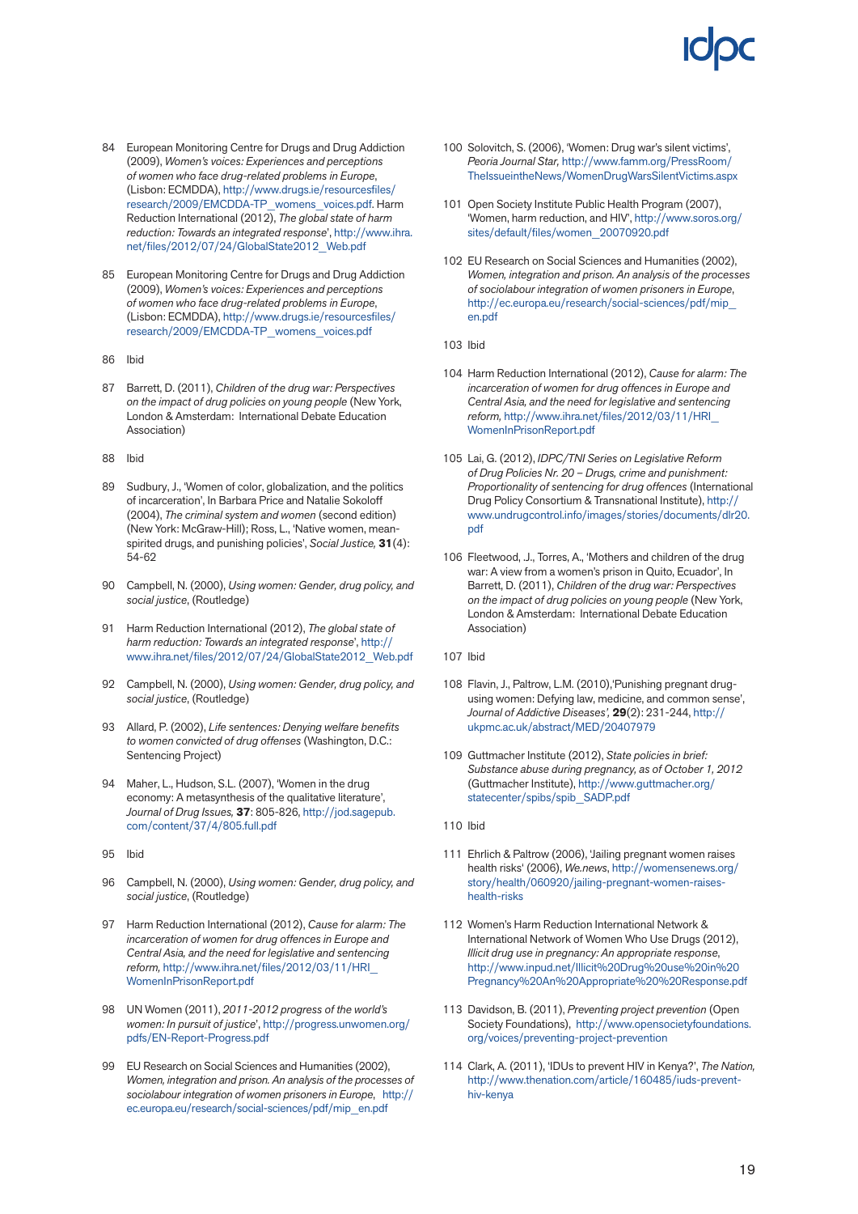84 European Monitoring Centre for Drugs and Drug Addiction (2009), *Women's voices: Experiences and perceptions of women who face drug-related problems in Europe*, (Lisbon: ECMDDA), http://www.drugs.ie/resourcesfiles/research/2009/EMCDDA-TP_womens_voices.pdf. Harm Reduction International (2012), *The global state of harm reduction: Towards an integrated response*', http://www.ihra.net/files/2012/07/24/GlobalState2012_Web.pdf

85 European Monitoring Centre for Drugs and Drug Addiction (2009), *Women's voices: Experiences and perceptions of women who face drug-related problems in Europe*, (Lisbon: ECMDDA), http://www.drugs.ie/resourcesfiles/research/2009/EMCDDA-TP_womens_voices.pdf

86 Ibid

87 Barrett, D. (2011), *Children of the drug war: Perspectives on the impact of drug policies on young people* (New York, London & Amsterdam: International Debate Education Association)

88 Ibid

89 Sudbury, J., 'Women of color, globalization, and the politics of incarceration', In Barbara Price and Natalie Sokoloff (2004), *The criminal system and women* (second edition) (New York: McGraw-Hill); Ross, L., 'Native women, mean-spirited drugs, and punishing policies', *Social Justice,* **31**(4): 54-62

90 Campbell, N. (2000), *Using women: Gender, drug policy, and social justice*, (Routledge)

91 Harm Reduction International (2012), *The global state of harm reduction: Towards an integrated response*', http://www.ihra.net/files/2012/07/24/GlobalState2012_Web.pdf

92 Campbell, N. (2000), *Using women: Gender, drug policy, and social justice*, (Routledge)

93 Allard, P. (2002), *Life sentences: Denying welfare benefits to women convicted of drug offenses* (Washington, D.C.: Sentencing Project)

94 Maher, L., Hudson, S.L. (2007), 'Women in the drug economy: A metasynthesis of the qualitative literature', *Journal of Drug Issues,* **37**: 805-826, http://jod.sagepub.com/content/37/4/805.full.pdf

95 Ibid

96 Campbell, N. (2000), *Using women: Gender, drug policy, and social justice*, (Routledge)

97 Harm Reduction International (2012), *Cause for alarm: The incarceration of women for drug offences in Europe and Central Asia, and the need for legislative and sentencing reform,* http://www.ihra.net/files/2012/03/11/HRI_WomenInPrisonReport.pdf

98 UN Women (2011), *2011-2012 progress of the world's women: In pursuit of justice*', http://progress.unwomen.org/pdfs/EN-Report-Progress.pdf

99 EU Research on Social Sciences and Humanities (2002), *Women, integration and prison. An analysis of the processes of sociolabour integration of women prisoners in Europe*, http://ec.europa.eu/research/social-sciences/pdf/mip_en.pdf

100 Solovitch, S. (2006), 'Women: Drug war's silent victims', *Peoria Journal Star,* http://www.famm.org/PressRoom/TheIssueintheNews/WomenDrugWarsSilentVictims.aspx

101 Open Society Institute Public Health Program (2007), 'Women, harm reduction, and HIV', http://www.soros.org/sites/default/files/women_20070920.pdf

102 EU Research on Social Sciences and Humanities (2002), *Women, integration and prison. An analysis of the processes of sociolabour integration of women prisoners in Europe*, http://ec.europa.eu/research/social-sciences/pdf/mip_en.pdf

103 Ibid

104 Harm Reduction International (2012), *Cause for alarm: The incarceration of women for drug offences in Europe and Central Asia, and the need for legislative and sentencing reform,* http://www.ihra.net/files/2012/03/11/HRI_WomenInPrisonReport.pdf

105 Lai, G. (2012), *IDPC/TNI Series on Legislative Reform of Drug Policies Nr. 20 – Drugs, crime and punishment: Proportionality of sentencing for drug offences* (International Drug Policy Consortium & Transnational Institute), http://www.undrugcontrol.info/images/stories/documents/dlr20.pdf

106 Fleetwood, J., Torres, A., 'Mothers and children of the drug war: A view from a women's prison in Quito, Ecuador', In Barrett, D. (2011), *Children of the drug war: Perspectives on the impact of drug policies on young people* (New York, London & Amsterdam: International Debate Education Association)

107 Ibid

108 Flavin, J., Paltrow, L.M. (2010),'Punishing pregnant drug-using women: Defying law, medicine, and common sense', *Journal of Addictive Diseases',* **29**(2): 231-244, http://ukpmc.ac.uk/abstract/MED/20407979

109 Guttmacher Institute (2012), *State policies in brief: Substance abuse during pregnancy, as of October 1, 2012* (Guttmacher Institute), http://www.guttmacher.org/statecenter/spibs/spib_SADP.pdf

110 Ibid

111 Ehrlich & Paltrow (2006), 'Jailing pregnant women raises health risks' (2006), *We.news*, http://womensenews.org/story/health/060920/jailing-pregnant-women-raises-health-risks

112 Women's Harm Reduction International Network & International Network of Women Who Use Drugs (2012), *Illicit drug use in pregnancy: An appropriate response*, http://www.inpud.net/Illicit%20Drug%20use%20in%20Pregnancy%20An%20Appropriate%20%20Response.pdf

113 Davidson, B. (2011), *Preventing project prevention* (Open Society Foundations), http://www.opensocietyfoundations.org/voices/preventing-project-prevention

114 Clark, A. (2011), 'IDUs to prevent HIV in Kenya?', *The Nation,* http://www.thenation.com/article/160485/iuds-prevent-hiv-kenya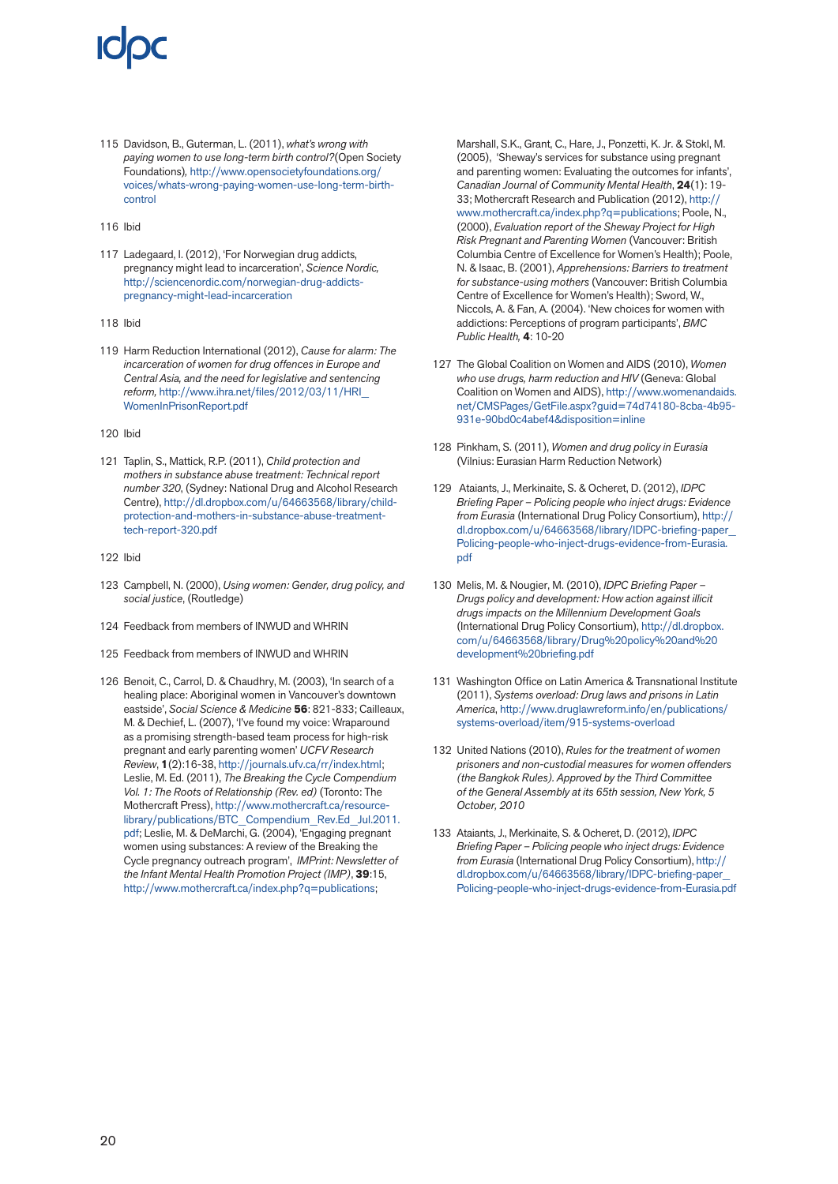115 Davidson, B., Guterman, L. (2011), *what's wrong with paying women to use long-term birth control?*(Open Society Foundations), http://www.opensocietyfoundations.org/voices/whats-wrong-paying-women-use-long-term-birth-control

116 Ibid

117 Ladegaard, I. (2012), 'For Norwegian drug addicts, pregnancy might lead to incarceration', *Science Nordic*, http://sciencenordic.com/norwegian-drug-addicts-pregnancy-might-lead-incarceration

118 Ibid

119 Harm Reduction International (2012), *Cause for alarm: The incarceration of women for drug offences in Europe and Central Asia, and the need for legislative and sentencing reform*, http://www.ihra.net/files/2012/03/11/HRI_WomenInPrisonReport.pdf

120 Ibid

121 Taplin, S., Mattick, R.P. (2011), *Child protection and mothers in substance abuse treatment: Technical report number 320*, (Sydney: National Drug and Alcohol Research Centre), http://dl.dropbox.com/u/64663568/library/child-protection-and-mothers-in-substance-abuse-treatment-tech-report-320.pdf

122 Ibid

123 Campbell, N. (2000), *Using women: Gender, drug policy, and social justice*, (Routledge)

124 Feedback from members of INWUD and WHRIN

125 Feedback from members of INWUD and WHRIN

126 Benoit, C., Carrol, D. & Chaudhry, M. (2003), 'In search of a healing place: Aboriginal women in Vancouver's downtown eastside', *Social Science & Medicine* **56**: 821-833; Cailleaux, M. & Dechief, L. (2007), 'I've found my voice: Wraparound as a promising strength-based team process for high-risk pregnant and early parenting women' *UCFV Research Review*, **1**(2):16-38, http://journals.ufv.ca/rr/index.html; Leslie, M. Ed. (2011), *The Breaking the Cycle Compendium Vol. 1: The Roots of Relationship (Rev. ed)* (Toronto: The Mothercraft Press), http://www.mothercraft.ca/resource-library/publications/BTC_Compendium_Rev.Ed_Jul.2011.pdf; Leslie, M. & DeMarchi, G. (2004), 'Engaging pregnant women using substances: A review of the Breaking the Cycle pregnancy outreach program', *IMPrint: Newsletter of the Infant Mental Health Promotion Project (IMP)*, **39**:15, http://www.mothercraft.ca/index.php?q=publications; Marshall, S.K., Grant, C., Hare, J., Ponzetti, K. Jr. & Stokl, M. (2005), 'Sheway's services for substance using pregnant and parenting women: Evaluating the outcomes for infants', *Canadian Journal of Community Mental Health*, **24**(1): 19-33; Mothercraft Research and Publication (2012), http://www.mothercraft.ca/index.php?q=publications; Poole, N., (2000), *Evaluation report of the Sheway Project for High Risk Pregnant and Parenting Women* (Vancouver: British Columbia Centre of Excellence for Women's Health); Poole, N. & Isaac, B. (2001), *Apprehensions: Barriers to treatment for substance-using mothers* (Vancouver: British Columbia Centre of Excellence for Women's Health); Sword, W., Niccols, A. & Fan, A. (2004). 'New choices for women with addictions: Perceptions of program participants', *BMC Public Health*, **4**: 10-20

127 The Global Coalition on Women and AIDS (2010), *Women who use drugs, harm reduction and HIV* (Geneva: Global Coalition on Women and AIDS), http://www.womenandaids.net/CMSPages/GetFile.aspx?guid=74d74180-8cba-4b95-931e-90bd0c4abef4&disposition=inline

128 Pinkham, S. (2011), *Women and drug policy in Eurasia* (Vilnius: Eurasian Harm Reduction Network)

129 Ataiants, J., Merkinaite, S. & Ocheret, D. (2012), *IDPC Briefing Paper – Policing people who inject drugs: Evidence from Eurasia* (International Drug Policy Consortium), http://dl.dropbox.com/u/64663568/library/IDPC-briefing-paper_Policing-people-who-inject-drugs-evidence-from-Eurasia.pdf

130 Melis, M. & Nougier, M. (2010), *IDPC Briefing Paper – Drugs policy and development: How action against illicit drugs impacts on the Millennium Development Goals* (International Drug Policy Consortium), http://dl.dropbox.com/u/64663568/library/Drug%20policy%20and%20development%20briefing.pdf

131 Washington Office on Latin America & Transnational Institute (2011), *Systems overload: Drug laws and prisons in Latin America*, http://www.druglawreform.info/en/publications/systems-overload/item/915-systems-overload

132 United Nations (2010), *Rules for the treatment of women prisoners and non-custodial measures for women offenders (the Bangkok Rules). Approved by the Third Committee of the General Assembly at its 65th session, New York, 5 October, 2010*

133 Ataiants, J., Merkinaite, S. & Ocheret, D. (2012), *IDPC Briefing Paper – Policing people who inject drugs: Evidence from Eurasia* (International Drug Policy Consortium), http://dl.dropbox.com/u/64663568/library/IDPC-briefing-paper_Policing-people-who-inject-drugs-evidence-from-Eurasia.pdf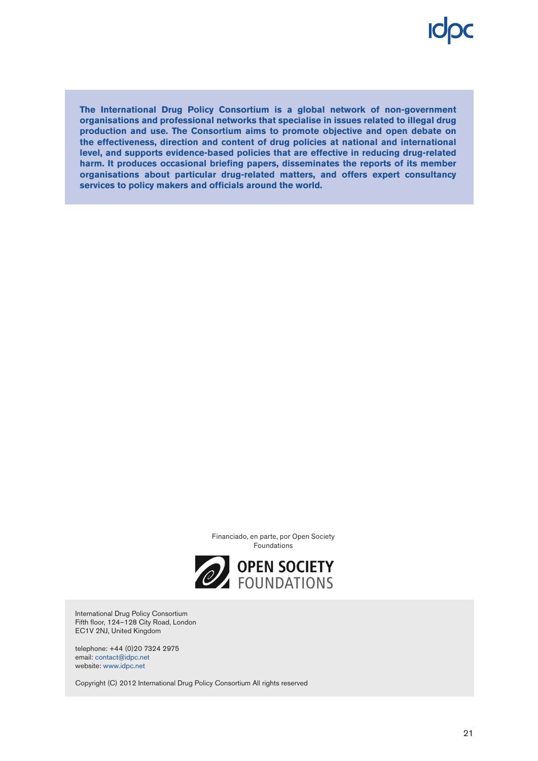**The International Drug Policy Consortium is a global network of non-government organisations and professional networks that specialise in issues related to illegal drug production and use. The Consortium aims to promote objective and open debate on the effectiveness, direction and content of drug policies at national and international level, and supports evidence-based policies that are effective in reducing drug-related harm. It produces occasional briefing papers, disseminates the reports of its member organisations about particular drug-related matters, and offers expert consultancy services to policy makers and officials around the world.**

Financiado, en parte, por Open Society Foundations

OPEN SOCIETY FOUNDATIONS

International Drug Policy Consortium
Fifth floor, 124–128 City Road, London
EC1V 2NJ, United Kingdom

telephone: +44 (0)20 7324 2975
email: contact@idpc.net
website: www.idpc.net

Copyright (C) 2012 International Drug Policy Consortium All rights reserved